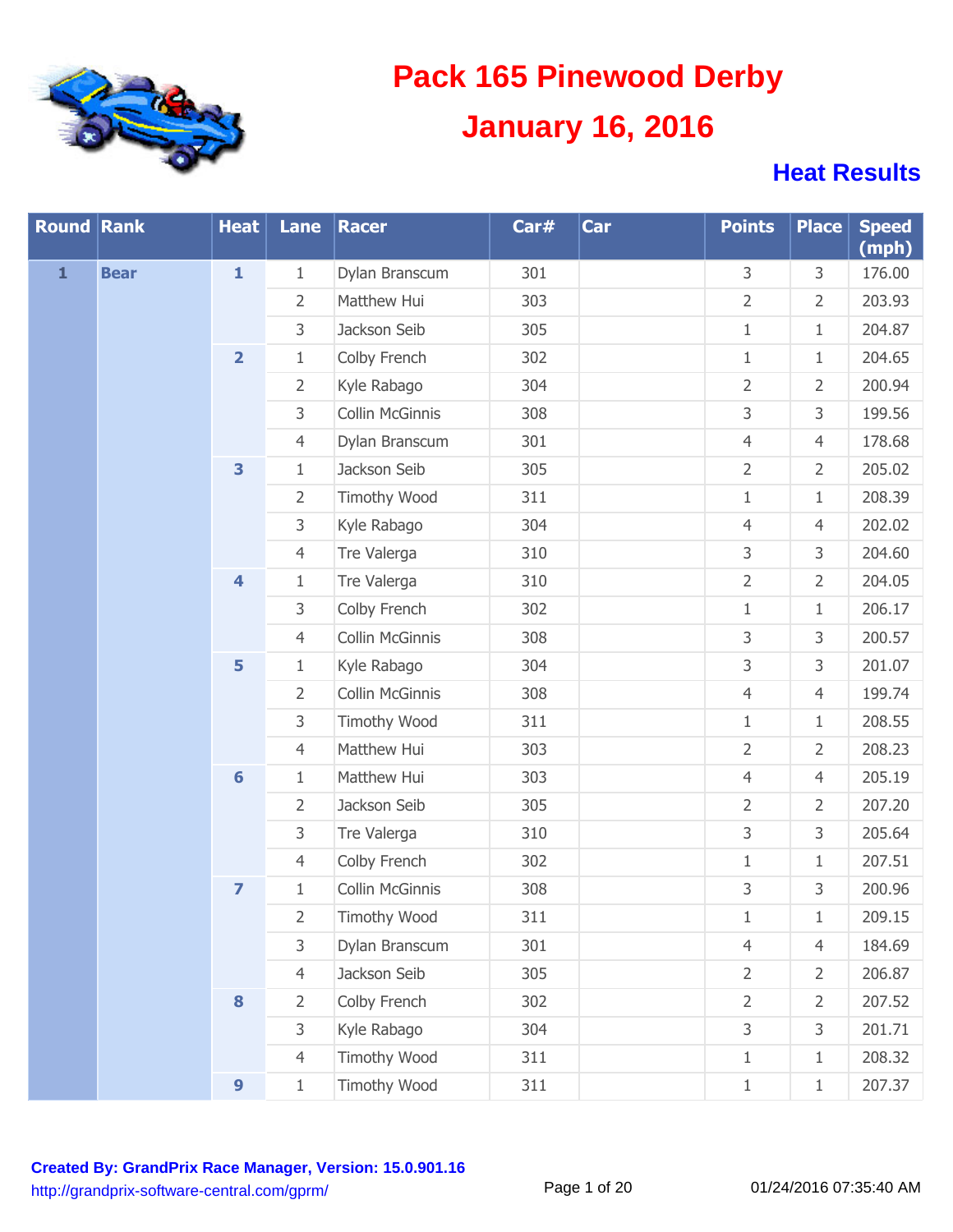# Pack 165 Pinewood Derby

## January 16, 2016

### Heat Results

| Round | Rank | Heat | Lane | Racer | Car# | Car | Points | Place | Speed (mph) |
|---|---|---|---|---|---|---|---|---|---|
| 1 | Bear | 1 | 1 | Dylan Branscum | 301 | | 3 | 3 | 176.00 |
| | | | 2 | Matthew Hui | 303 | | 2 | 2 | 203.93 |
| | | | 3 | Jackson Seib | 305 | | 1 | 1 | 204.87 |
| | | 2 | 1 | Colby French | 302 | | 1 | 1 | 204.65 |
| | | | 2 | Kyle Rabago | 304 | | 2 | 2 | 200.94 |
| | | | 3 | Collin McGinnis | 308 | | 3 | 3 | 199.56 |
| | | | 4 | Dylan Branscum | 301 | | 4 | 4 | 178.68 |
| | | 3 | 1 | Jackson Seib | 305 | | 2 | 2 | 205.02 |
| | | | 2 | Timothy Wood | 311 | | 1 | 1 | 208.39 |
| | | | 3 | Kyle Rabago | 304 | | 4 | 4 | 202.02 |
| | | | 4 | Tre Valerga | 310 | | 3 | 3 | 204.60 |
| | | 4 | 1 | Tre Valerga | 310 | | 2 | 2 | 204.05 |
| | | | 3 | Colby French | 302 | | 1 | 1 | 206.17 |
| | | | 4 | Collin McGinnis | 308 | | 3 | 3 | 200.57 |
| | | 5 | 1 | Kyle Rabago | 304 | | 3 | 3 | 201.07 |
| | | | 2 | Collin McGinnis | 308 | | 4 | 4 | 199.74 |
| | | | 3 | Timothy Wood | 311 | | 1 | 1 | 208.55 |
| | | | 4 | Matthew Hui | 303 | | 2 | 2 | 208.23 |
| | | 6 | 1 | Matthew Hui | 303 | | 4 | 4 | 205.19 |
| | | | 2 | Jackson Seib | 305 | | 2 | 2 | 207.20 |
| | | | 3 | Tre Valerga | 310 | | 3 | 3 | 205.64 |
| | | | 4 | Colby French | 302 | | 1 | 1 | 207.51 |
| | | 7 | 1 | Collin McGinnis | 308 | | 3 | 3 | 200.96 |
| | | | 2 | Timothy Wood | 311 | | 1 | 1 | 209.15 |
| | | | 3 | Dylan Branscum | 301 | | 4 | 4 | 184.69 |
| | | | 4 | Jackson Seib | 305 | | 2 | 2 | 206.87 |
| | | 8 | 2 | Colby French | 302 | | 2 | 2 | 207.52 |
| | | | 3 | Kyle Rabago | 304 | | 3 | 3 | 201.71 |
| | | | 4 | Timothy Wood | 311 | | 1 | 1 | 208.32 |
| | | 9 | 1 | Timothy Wood | 311 | | 1 | 1 | 207.37 |

**Created By: GrandPrix Race Manager, Version: 15.0.901.16**
http://grandprix-software-central.com/gprm/

01/24/2016 07:35:40 AM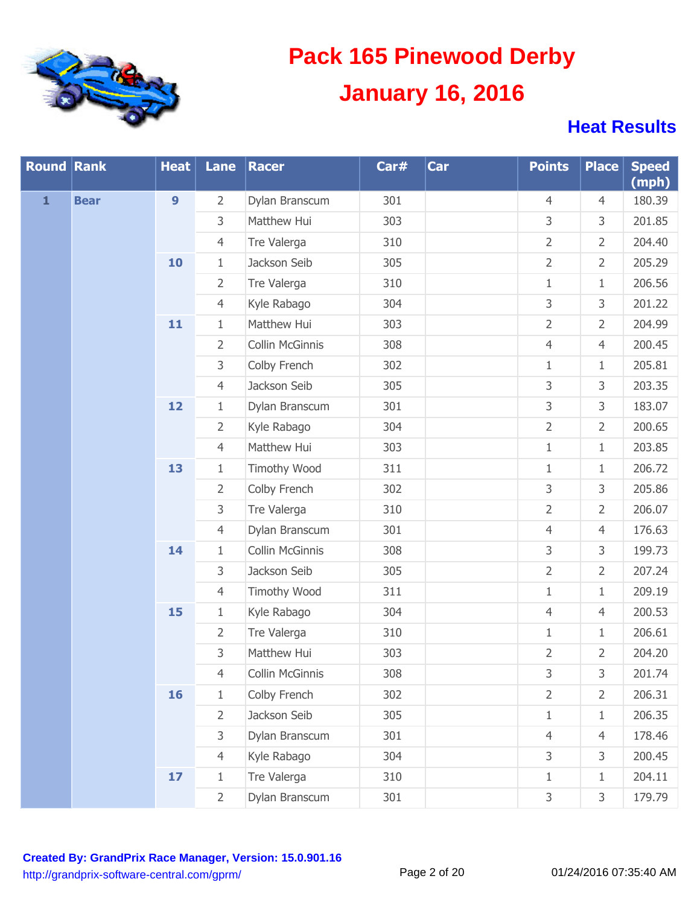# Pack 165 Pinewood Derby

## January 16, 2016

### Heat Results

| Round | Rank | Heat | Lane | Racer | Car# | Car | Points | Place | Speed (mph) |
|---|---|---|---|---|---|---|---|---|---|
| 1 | Bear | 9 | 2 | Dylan Branscum | 301 | | 4 | 4 | 180.39 |
| | | | 3 | Matthew Hui | 303 | | 3 | 3 | 201.85 |
| | | | 4 | Tre Valerga | 310 | | 2 | 2 | 204.40 |
| | | 10 | 1 | Jackson Seib | 305 | | 2 | 2 | 205.29 |
| | | | 2 | Tre Valerga | 310 | | 1 | 1 | 206.56 |
| | | | 4 | Kyle Rabago | 304 | | 3 | 3 | 201.22 |
| | | 11 | 1 | Matthew Hui | 303 | | 2 | 2 | 204.99 |
| | | | 2 | Collin McGinnis | 308 | | 4 | 4 | 200.45 |
| | | | 3 | Colby French | 302 | | 1 | 1 | 205.81 |
| | | | 4 | Jackson Seib | 305 | | 3 | 3 | 203.35 |
| | | 12 | 1 | Dylan Branscum | 301 | | 3 | 3 | 183.07 |
| | | | 2 | Kyle Rabago | 304 | | 2 | 2 | 200.65 |
| | | | 4 | Matthew Hui | 303 | | 1 | 1 | 203.85 |
| | | 13 | 1 | Timothy Wood | 311 | | 1 | 1 | 206.72 |
| | | | 2 | Colby French | 302 | | 3 | 3 | 205.86 |
| | | | 3 | Tre Valerga | 310 | | 2 | 2 | 206.07 |
| | | | 4 | Dylan Branscum | 301 | | 4 | 4 | 176.63 |
| | | 14 | 1 | Collin McGinnis | 308 | | 3 | 3 | 199.73 |
| | | | 3 | Jackson Seib | 305 | | 2 | 2 | 207.24 |
| | | | 4 | Timothy Wood | 311 | | 1 | 1 | 209.19 |
| | | 15 | 1 | Kyle Rabago | 304 | | 4 | 4 | 200.53 |
| | | | 2 | Tre Valerga | 310 | | 1 | 1 | 206.61 |
| | | | 3 | Matthew Hui | 303 | | 2 | 2 | 204.20 |
| | | | 4 | Collin McGinnis | 308 | | 3 | 3 | 201.74 |
| | | 16 | 1 | Colby French | 302 | | 2 | 2 | 206.31 |
| | | | 2 | Jackson Seib | 305 | | 1 | 1 | 206.35 |
| | | | 3 | Dylan Branscum | 301 | | 4 | 4 | 178.46 |
| | | | 4 | Kyle Rabago | 304 | | 3 | 3 | 200.45 |
| | | 17 | 1 | Tre Valerga | 310 | | 1 | 1 | 204.11 |
| | | | 2 | Dylan Branscum | 301 | | 3 | 3 | 179.79 |

**Created By: GrandPrix Race Manager, Version: 15.0.901.16**
http://grandprix-software-central.com/gprm/

01/24/2016 07:35:40 AM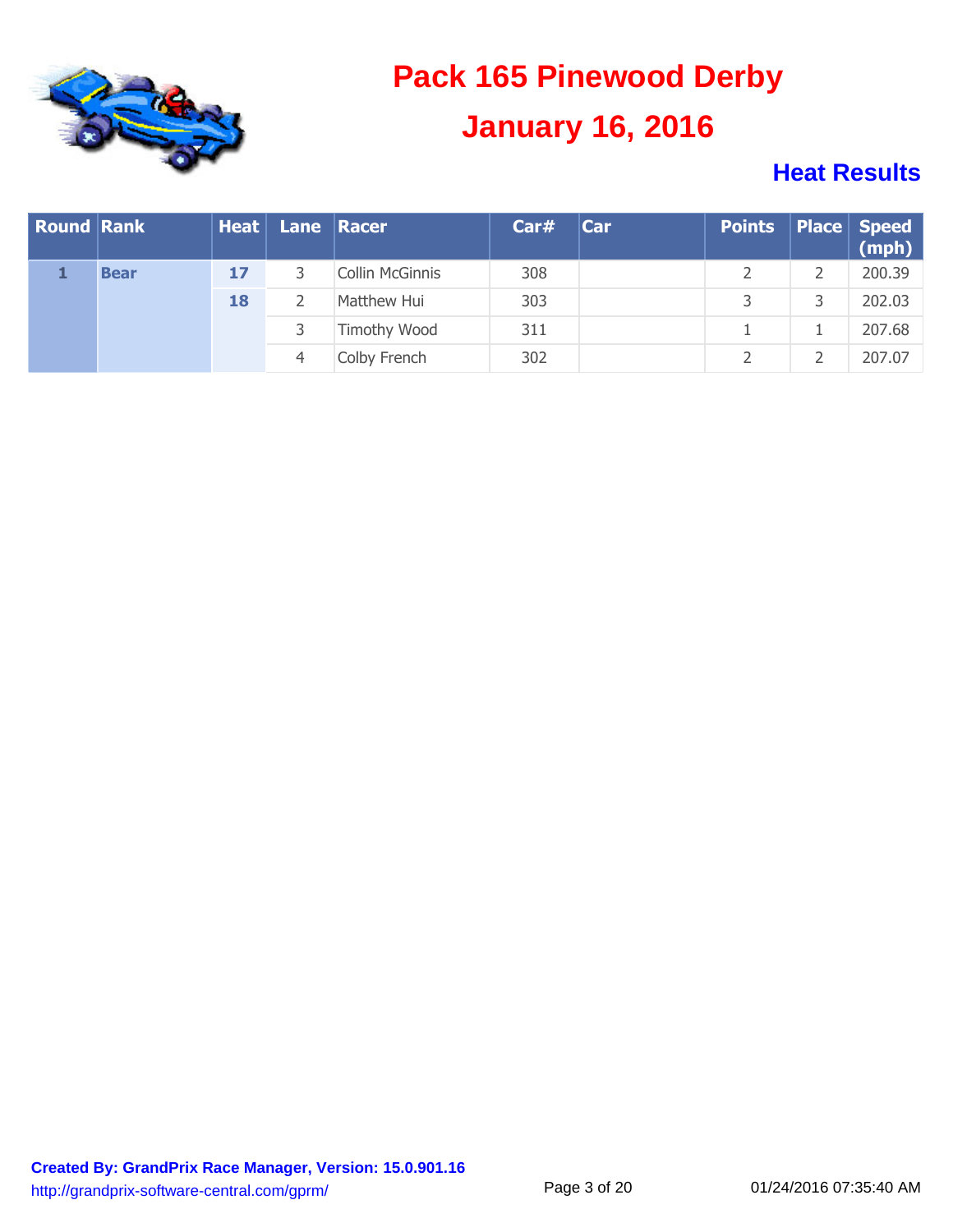# Pack 165 Pinewood Derby

## January 16, 2016

### Heat Results

| Round | Rank | Heat | Lane | Racer | Car# | Car | Points | Place | Speed (mph) |
|---|---|---|---|---|---|---|---|---|---|
| 1 | Bear | 17 | 3 | Collin McGinnis | 308 | | 2 | 2 | 200.39 |
| | | 18 | 2 | Matthew Hui | 303 | | 3 | 3 | 202.03 |
| | | | 3 | Timothy Wood | 311 | | 1 | 1 | 207.68 |
| | | | 4 | Colby French | 302 | | 2 | 2 | 207.07 |

**Created By: GrandPrix Race Manager, Version: 15.0.901.16**
http://grandprix-software-central.com/gprm/

01/24/2016 07:35:40 AM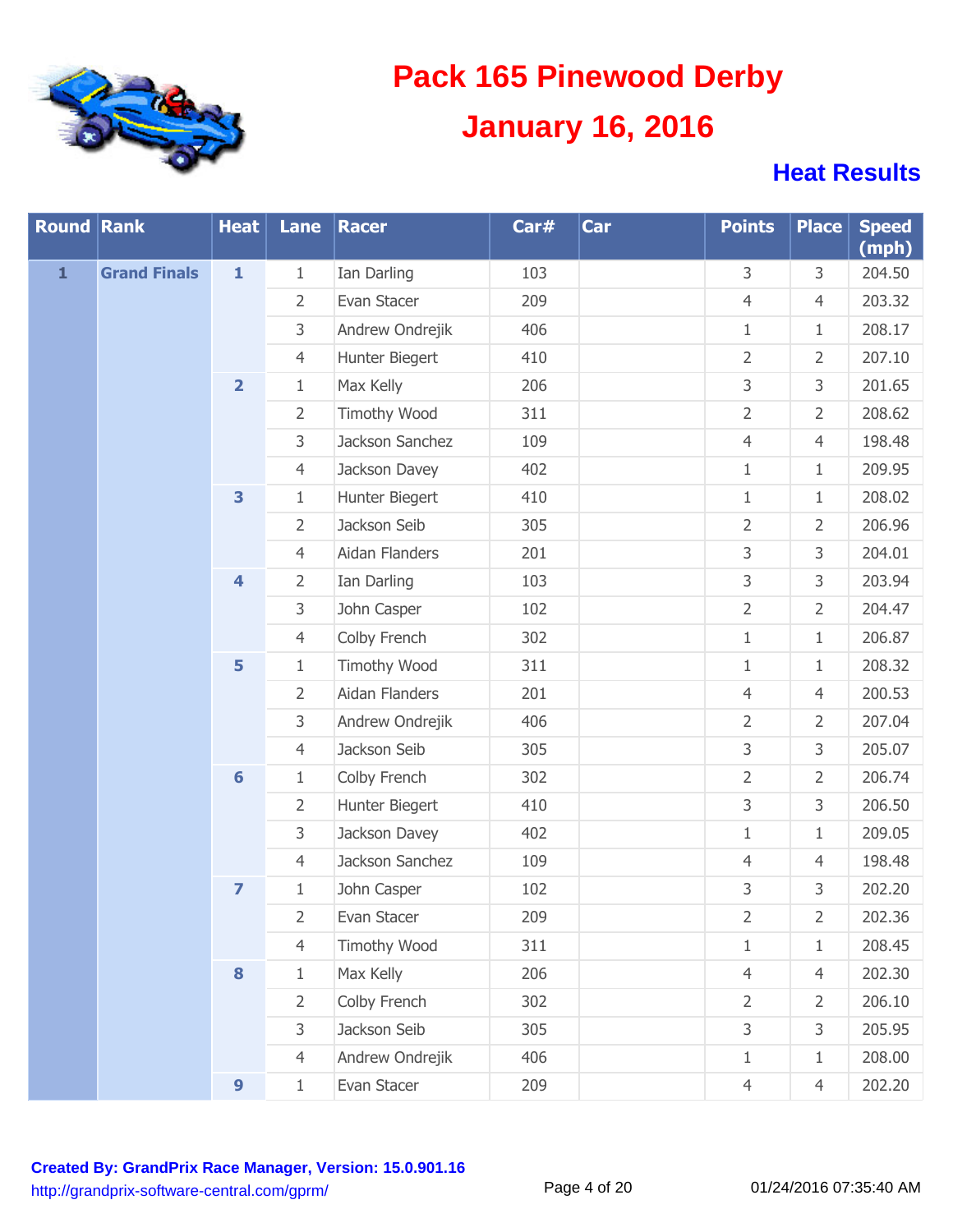# Pack 165 Pinewood Derby

## January 16, 2016

### Heat Results

| Round | Rank | Heat | Lane | Racer | Car# | Car | Points | Place | Speed (mph) |
|---|---|---|---|---|---|---|---|---|---|
| 1 | Grand Finals | 1 | 1 | Ian Darling | 103 | | 3 | 3 | 204.50 |
| | | | 2 | Evan Stacer | 209 | | 4 | 4 | 203.32 |
| | | | 3 | Andrew Ondrejik | 406 | | 1 | 1 | 208.17 |
| | | | 4 | Hunter Biegert | 410 | | 2 | 2 | 207.10 |
| | | 2 | 1 | Max Kelly | 206 | | 3 | 3 | 201.65 |
| | | | 2 | Timothy Wood | 311 | | 2 | 2 | 208.62 |
| | | | 3 | Jackson Sanchez | 109 | | 4 | 4 | 198.48 |
| | | | 4 | Jackson Davey | 402 | | 1 | 1 | 209.95 |
| | | 3 | 1 | Hunter Biegert | 410 | | 1 | 1 | 208.02 |
| | | | 2 | Jackson Seib | 305 | | 2 | 2 | 206.96 |
| | | | 4 | Aidan Flanders | 201 | | 3 | 3 | 204.01 |
| | | 4 | 2 | Ian Darling | 103 | | 3 | 3 | 203.94 |
| | | | 3 | John Casper | 102 | | 2 | 2 | 204.47 |
| | | | 4 | Colby French | 302 | | 1 | 1 | 206.87 |
| | | 5 | 1 | Timothy Wood | 311 | | 1 | 1 | 208.32 |
| | | | 2 | Aidan Flanders | 201 | | 4 | 4 | 200.53 |
| | | | 3 | Andrew Ondrejik | 406 | | 2 | 2 | 207.04 |
| | | | 4 | Jackson Seib | 305 | | 3 | 3 | 205.07 |
| | | 6 | 1 | Colby French | 302 | | 2 | 2 | 206.74 |
| | | | 2 | Hunter Biegert | 410 | | 3 | 3 | 206.50 |
| | | | 3 | Jackson Davey | 402 | | 1 | 1 | 209.05 |
| | | | 4 | Jackson Sanchez | 109 | | 4 | 4 | 198.48 |
| | | 7 | 1 | John Casper | 102 | | 3 | 3 | 202.20 |
| | | | 2 | Evan Stacer | 209 | | 2 | 2 | 202.36 |
| | | | 4 | Timothy Wood | 311 | | 1 | 1 | 208.45 |
| | | 8 | 1 | Max Kelly | 206 | | 4 | 4 | 202.30 |
| | | | 2 | Colby French | 302 | | 2 | 2 | 206.10 |
| | | | 3 | Jackson Seib | 305 | | 3 | 3 | 205.95 |
| | | | 4 | Andrew Ondrejik | 406 | | 1 | 1 | 208.00 |
| | | 9 | 1 | Evan Stacer | 209 | | 4 | 4 | 202.20 |

**Created By: GrandPrix Race Manager, Version: 15.0.901.16**
http://grandprix-software-central.com/gprm/

01/24/2016 07:35:40 AM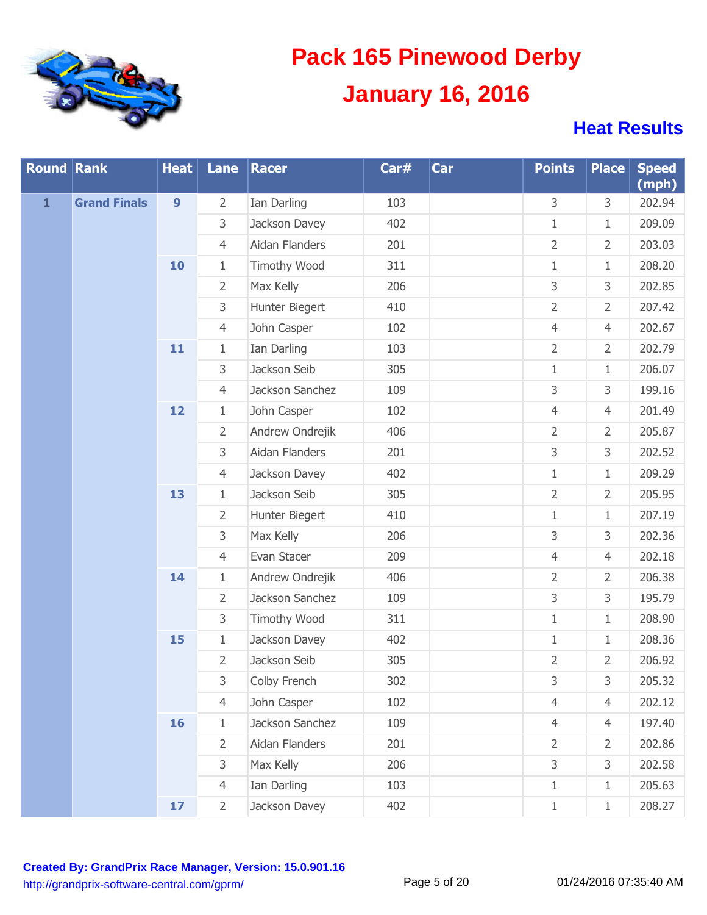# Pack 165 Pinewood Derby

# January 16, 2016

## Heat Results

| Round | Rank | Heat | Lane | Racer | Car# | Car | Points | Place | Speed (mph) |
|---|---|---|---|---|---|---|---|---|---|
| 1 | Grand Finals | 9 | 2 | Ian Darling | 103 | | 3 | 3 | 202.94 |
| | | | 3 | Jackson Davey | 402 | | 1 | 1 | 209.09 |
| | | | 4 | Aidan Flanders | 201 | | 2 | 2 | 203.03 |
| | | 10 | 1 | Timothy Wood | 311 | | 1 | 1 | 208.20 |
| | | | 2 | Max Kelly | 206 | | 3 | 3 | 202.85 |
| | | | 3 | Hunter Biegert | 410 | | 2 | 2 | 207.42 |
| | | | 4 | John Casper | 102 | | 4 | 4 | 202.67 |
| | | 11 | 1 | Ian Darling | 103 | | 2 | 2 | 202.79 |
| | | | 3 | Jackson Seib | 305 | | 1 | 1 | 206.07 |
| | | | 4 | Jackson Sanchez | 109 | | 3 | 3 | 199.16 |
| | | 12 | 1 | John Casper | 102 | | 4 | 4 | 201.49 |
| | | | 2 | Andrew Ondrejik | 406 | | 2 | 2 | 205.87 |
| | | | 3 | Aidan Flanders | 201 | | 3 | 3 | 202.52 |
| | | | 4 | Jackson Davey | 402 | | 1 | 1 | 209.29 |
| | | 13 | 1 | Jackson Seib | 305 | | 2 | 2 | 205.95 |
| | | | 2 | Hunter Biegert | 410 | | 1 | 1 | 207.19 |
| | | | 3 | Max Kelly | 206 | | 3 | 3 | 202.36 |
| | | | 4 | Evan Stacer | 209 | | 4 | 4 | 202.18 |
| | | 14 | 1 | Andrew Ondrejik | 406 | | 2 | 2 | 206.38 |
| | | | 2 | Jackson Sanchez | 109 | | 3 | 3 | 195.79 |
| | | | 3 | Timothy Wood | 311 | | 1 | 1 | 208.90 |
| | | 15 | 1 | Jackson Davey | 402 | | 1 | 1 | 208.36 |
| | | | 2 | Jackson Seib | 305 | | 2 | 2 | 206.92 |
| | | | 3 | Colby French | 302 | | 3 | 3 | 205.32 |
| | | | 4 | John Casper | 102 | | 4 | 4 | 202.12 |
| | | 16 | 1 | Jackson Sanchez | 109 | | 4 | 4 | 197.40 |
| | | | 2 | Aidan Flanders | 201 | | 2 | 2 | 202.86 |
| | | | 3 | Max Kelly | 206 | | 3 | 3 | 202.58 |
| | | | 4 | Ian Darling | 103 | | 1 | 1 | 205.63 |
| | | 17 | 2 | Jackson Davey | 402 | | 1 | 1 | 208.27 |

**Created By: GrandPrix Race Manager, Version: 15.0.901.16**
http://grandprix-software-central.com/gprm/

01/24/2016 07:35:40 AM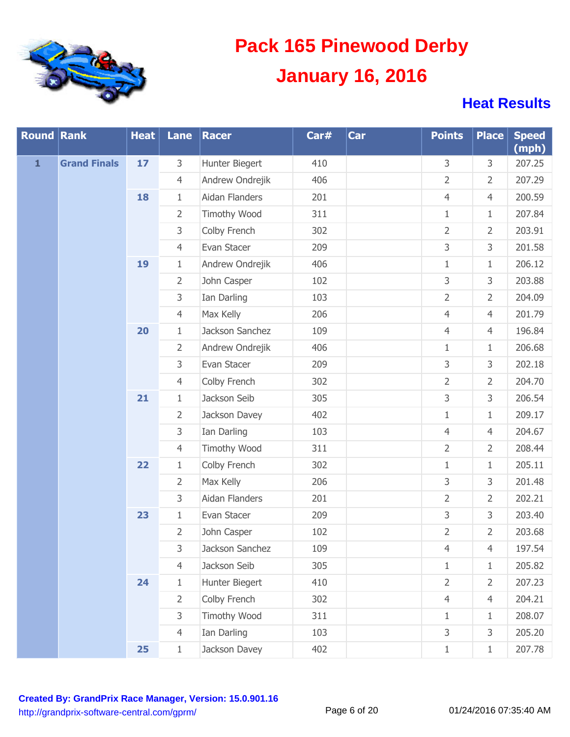# Pack 165 Pinewood Derby

## January 16, 2016

### Heat Results

| Round | Rank | Heat | Lane | Racer | Car# | Car | Points | Place | Speed (mph) |
|---|---|---|---|---|---|---|---|---|---|
| 1 | Grand Finals | 17 | 3 | Hunter Biegert | 410 | | 3 | 3 | 207.25 |
| | | | 4 | Andrew Ondrejik | 406 | | 2 | 2 | 207.29 |
| | | 18 | 1 | Aidan Flanders | 201 | | 4 | 4 | 200.59 |
| | | | 2 | Timothy Wood | 311 | | 1 | 1 | 207.84 |
| | | | 3 | Colby French | 302 | | 2 | 2 | 203.91 |
| | | | 4 | Evan Stacer | 209 | | 3 | 3 | 201.58 |
| | | 19 | 1 | Andrew Ondrejik | 406 | | 1 | 1 | 206.12 |
| | | | 2 | John Casper | 102 | | 3 | 3 | 203.88 |
| | | | 3 | Ian Darling | 103 | | 2 | 2 | 204.09 |
| | | | 4 | Max Kelly | 206 | | 4 | 4 | 201.79 |
| | | 20 | 1 | Jackson Sanchez | 109 | | 4 | 4 | 196.84 |
| | | | 2 | Andrew Ondrejik | 406 | | 1 | 1 | 206.68 |
| | | | 3 | Evan Stacer | 209 | | 3 | 3 | 202.18 |
| | | | 4 | Colby French | 302 | | 2 | 2 | 204.70 |
| | | 21 | 1 | Jackson Seib | 305 | | 3 | 3 | 206.54 |
| | | | 2 | Jackson Davey | 402 | | 1 | 1 | 209.17 |
| | | | 3 | Ian Darling | 103 | | 4 | 4 | 204.67 |
| | | | 4 | Timothy Wood | 311 | | 2 | 2 | 208.44 |
| | | 22 | 1 | Colby French | 302 | | 1 | 1 | 205.11 |
| | | | 2 | Max Kelly | 206 | | 3 | 3 | 201.48 |
| | | | 3 | Aidan Flanders | 201 | | 2 | 2 | 202.21 |
| | | 23 | 1 | Evan Stacer | 209 | | 3 | 3 | 203.40 |
| | | | 2 | John Casper | 102 | | 2 | 2 | 203.68 |
| | | | 3 | Jackson Sanchez | 109 | | 4 | 4 | 197.54 |
| | | | 4 | Jackson Seib | 305 | | 1 | 1 | 205.82 |
| | | 24 | 1 | Hunter Biegert | 410 | | 2 | 2 | 207.23 |
| | | | 2 | Colby French | 302 | | 4 | 4 | 204.21 |
| | | | 3 | Timothy Wood | 311 | | 1 | 1 | 208.07 |
| | | | 4 | Ian Darling | 103 | | 3 | 3 | 205.20 |
| | | 25 | 1 | Jackson Davey | 402 | | 1 | 1 | 207.78 |

**Created By: GrandPrix Race Manager, Version: 15.0.901.16**
http://grandprix-software-central.com/gprm/

01/24/2016 07:35:40 AM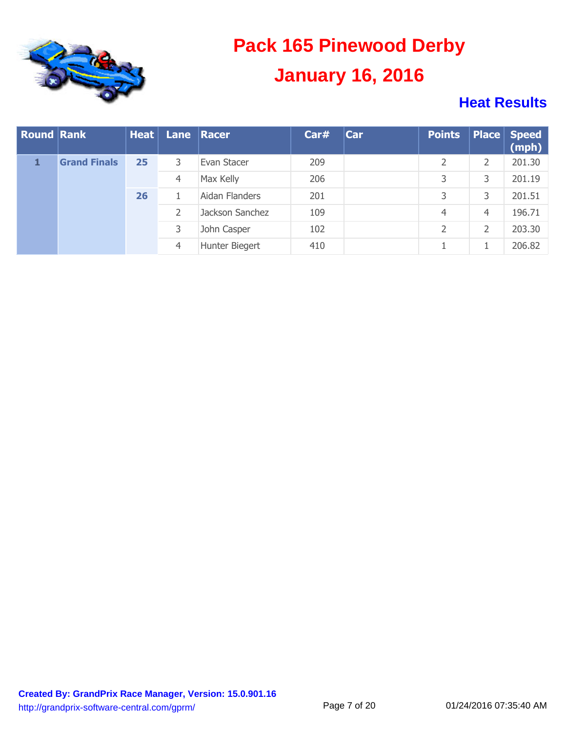# Pack 165 Pinewood Derby

## January 16, 2016

### Heat Results

| Round | Rank | Heat | Lane | Racer | Car# | Car | Points | Place | Speed (mph) |
|---|---|---|---|---|---|---|---|---|---|
| 1 | Grand Finals | 25 | 3 | Evan Stacer | 209 | | 2 | 2 | 201.30 |
| | | | 4 | Max Kelly | 206 | | 3 | 3 | 201.19 |
| | | 26 | 1 | Aidan Flanders | 201 | | 3 | 3 | 201.51 |
| | | | 2 | Jackson Sanchez | 109 | | 4 | 4 | 196.71 |
| | | | 3 | John Casper | 102 | | 2 | 2 | 203.30 |
| | | | 4 | Hunter Biegert | 410 | | 1 | 1 | 206.82 |

**Created By: GrandPrix Race Manager, Version: 15.0.901.16**
http://grandprix-software-central.com/gprm/

01/24/2016 07:35:40 AM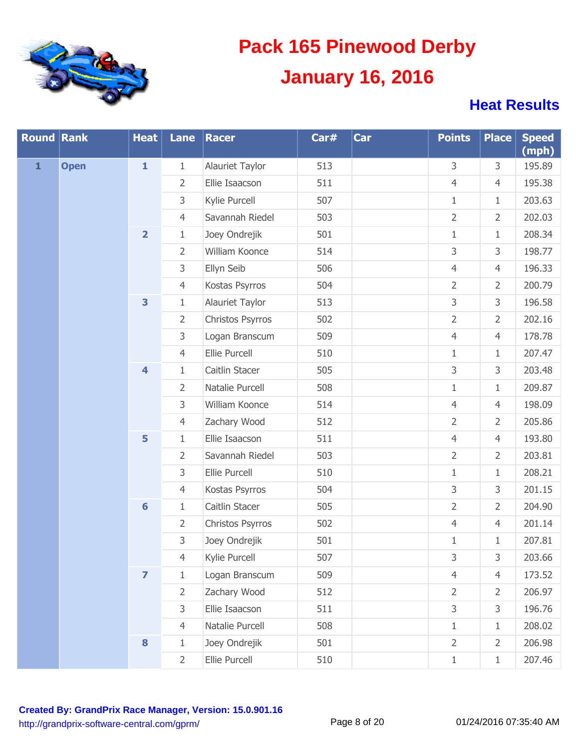# Pack 165 Pinewood Derby

## January 16, 2016

### Heat Results

| Round | Rank | Heat | Lane | Racer | Car# | Car | Points | Place | Speed (mph) |
|---|---|---|---|---|---|---|---|---|---|
| 1 | Open | 1 | 1 | Alauriet Taylor | 513 | | 3 | 3 | 195.89 |
| | | | 2 | Ellie Isaacson | 511 | | 4 | 4 | 195.38 |
| | | | 3 | Kylie Purcell | 507 | | 1 | 1 | 203.63 |
| | | | 4 | Savannah Riedel | 503 | | 2 | 2 | 202.03 |
| | | 2 | 1 | Joey Ondrejik | 501 | | 1 | 1 | 208.34 |
| | | | 2 | William Koonce | 514 | | 3 | 3 | 198.77 |
| | | | 3 | Ellyn Seib | 506 | | 4 | 4 | 196.33 |
| | | | 4 | Kostas Psyrros | 504 | | 2 | 2 | 200.79 |
| | | 3 | 1 | Alauriet Taylor | 513 | | 3 | 3 | 196.58 |
| | | | 2 | Christos Psyrros | 502 | | 2 | 2 | 202.16 |
| | | | 3 | Logan Branscum | 509 | | 4 | 4 | 178.78 |
| | | | 4 | Ellie Purcell | 510 | | 1 | 1 | 207.47 |
| | | 4 | 1 | Caitlin Stacer | 505 | | 3 | 3 | 203.48 |
| | | | 2 | Natalie Purcell | 508 | | 1 | 1 | 209.87 |
| | | | 3 | William Koonce | 514 | | 4 | 4 | 198.09 |
| | | | 4 | Zachary Wood | 512 | | 2 | 2 | 205.86 |
| | | 5 | 1 | Ellie Isaacson | 511 | | 4 | 4 | 193.80 |
| | | | 2 | Savannah Riedel | 503 | | 2 | 2 | 203.81 |
| | | | 3 | Ellie Purcell | 510 | | 1 | 1 | 208.21 |
| | | | 4 | Kostas Psyrros | 504 | | 3 | 3 | 201.15 |
| | | 6 | 1 | Caitlin Stacer | 505 | | 2 | 2 | 204.90 |
| | | | 2 | Christos Psyrros | 502 | | 4 | 4 | 201.14 |
| | | | 3 | Joey Ondrejik | 501 | | 1 | 1 | 207.81 |
| | | | 4 | Kylie Purcell | 507 | | 3 | 3 | 203.66 |
| | | 7 | 1 | Logan Branscum | 509 | | 4 | 4 | 173.52 |
| | | | 2 | Zachary Wood | 512 | | 2 | 2 | 206.97 |
| | | | 3 | Ellie Isaacson | 511 | | 3 | 3 | 196.76 |
| | | | 4 | Natalie Purcell | 508 | | 1 | 1 | 208.02 |
| | | 8 | 1 | Joey Ondrejik | 501 | | 2 | 2 | 206.98 |
| | | | 2 | Ellie Purcell | 510 | | 1 | 1 | 207.46 |

**Created By: GrandPrix Race Manager, Version: 15.0.901.16**
http://grandprix-software-central.com/gprm/

01/24/2016 07:35:40 AM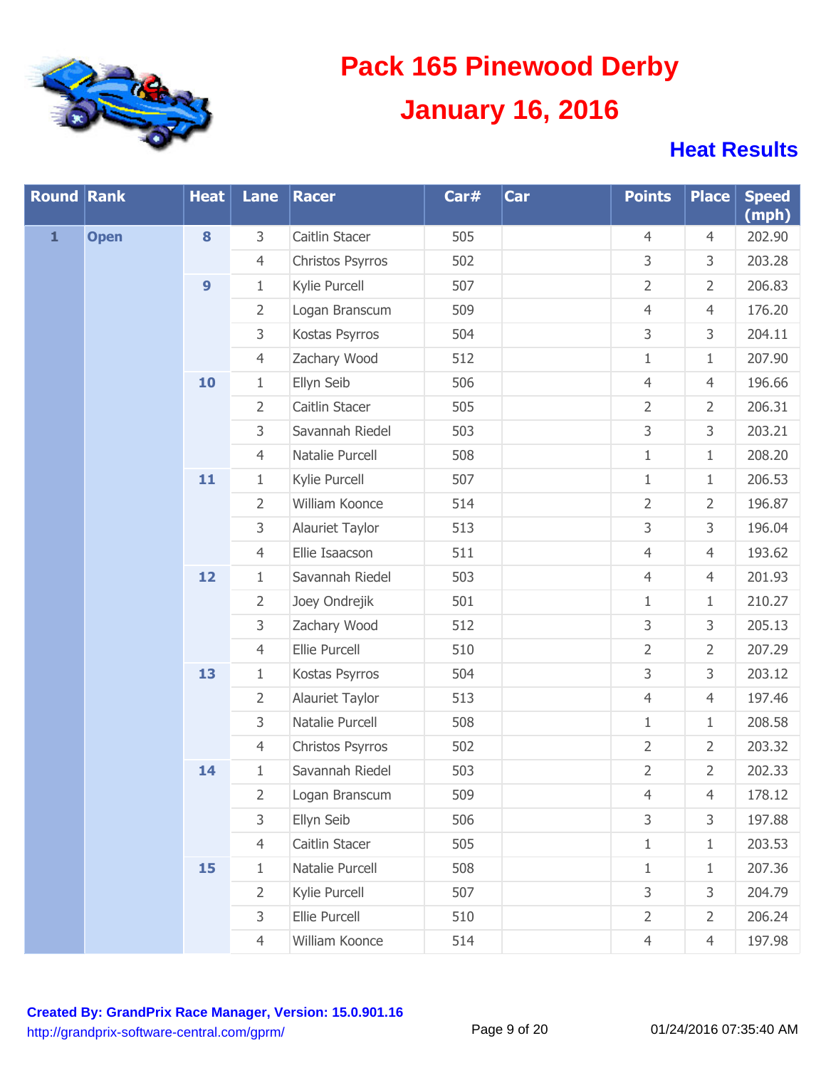# Pack 165 Pinewood Derby

## January 16, 2016

### Heat Results

| Round | Rank | Heat | Lane | Racer | Car# | Car | Points | Place | Speed (mph) |
|---|---|---|---|---|---|---|---|---|---|
| 1 | Open | 8 | 3 | Caitlin Stacer | 505 | | 4 | 4 | 202.90 |
| | | | 4 | Christos Psyrros | 502 | | 3 | 3 | 203.28 |
| | | 9 | 1 | Kylie Purcell | 507 | | 2 | 2 | 206.83 |
| | | | 2 | Logan Branscum | 509 | | 4 | 4 | 176.20 |
| | | | 3 | Kostas Psyrros | 504 | | 3 | 3 | 204.11 |
| | | | 4 | Zachary Wood | 512 | | 1 | 1 | 207.90 |
| | | 10 | 1 | Ellyn Seib | 506 | | 4 | 4 | 196.66 |
| | | | 2 | Caitlin Stacer | 505 | | 2 | 2 | 206.31 |
| | | | 3 | Savannah Riedel | 503 | | 3 | 3 | 203.21 |
| | | | 4 | Natalie Purcell | 508 | | 1 | 1 | 208.20 |
| | | 11 | 1 | Kylie Purcell | 507 | | 1 | 1 | 206.53 |
| | | | 2 | William Koonce | 514 | | 2 | 2 | 196.87 |
| | | | 3 | Alauriet Taylor | 513 | | 3 | 3 | 196.04 |
| | | | 4 | Ellie Isaacson | 511 | | 4 | 4 | 193.62 |
| | | 12 | 1 | Savannah Riedel | 503 | | 4 | 4 | 201.93 |
| | | | 2 | Joey Ondrejik | 501 | | 1 | 1 | 210.27 |
| | | | 3 | Zachary Wood | 512 | | 3 | 3 | 205.13 |
| | | | 4 | Ellie Purcell | 510 | | 2 | 2 | 207.29 |
| | | 13 | 1 | Kostas Psyrros | 504 | | 3 | 3 | 203.12 |
| | | | 2 | Alauriet Taylor | 513 | | 4 | 4 | 197.46 |
| | | | 3 | Natalie Purcell | 508 | | 1 | 1 | 208.58 |
| | | | 4 | Christos Psyrros | 502 | | 2 | 2 | 203.32 |
| | | 14 | 1 | Savannah Riedel | 503 | | 2 | 2 | 202.33 |
| | | | 2 | Logan Branscum | 509 | | 4 | 4 | 178.12 |
| | | | 3 | Ellyn Seib | 506 | | 3 | 3 | 197.88 |
| | | | 4 | Caitlin Stacer | 505 | | 1 | 1 | 203.53 |
| | | 15 | 1 | Natalie Purcell | 508 | | 1 | 1 | 207.36 |
| | | | 2 | Kylie Purcell | 507 | | 3 | 3 | 204.79 |
| | | | 3 | Ellie Purcell | 510 | | 2 | 2 | 206.24 |
| | | | 4 | William Koonce | 514 | | 4 | 4 | 197.98 |

**Created By: GrandPrix Race Manager, Version: 15.0.901.16**
http://grandprix-software-central.com/gprm/

01/24/2016 07:35:40 AM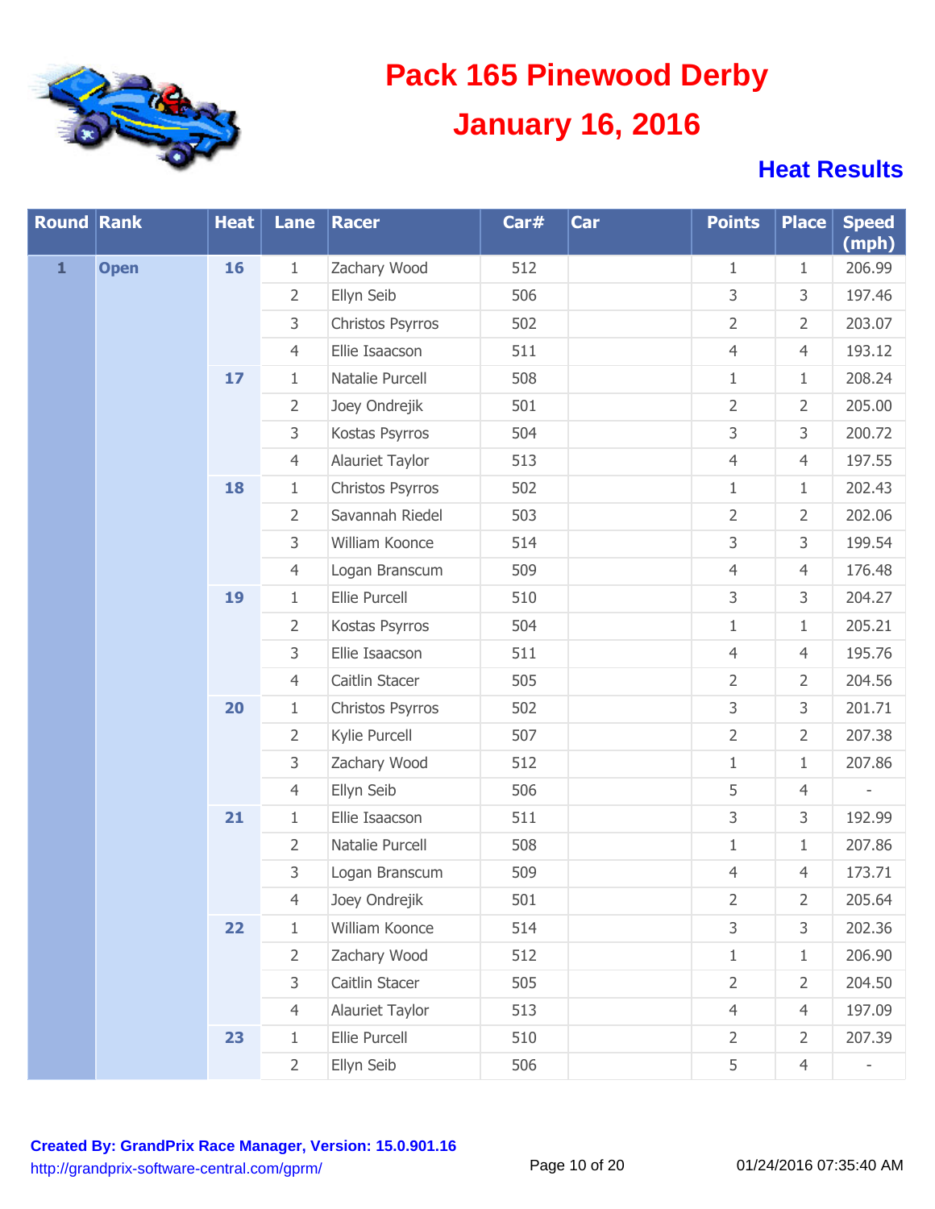# Pack 165 Pinewood Derby

## January 16, 2016

### Heat Results

| Round | Rank | Heat | Lane | Racer | Car# | Car | Points | Place | Speed (mph) |
|---|---|---|---|---|---|---|---|---|---|
| 1 | Open | 16 | 1 | Zachary Wood | 512 | | 1 | 1 | 206.99 |
| | | | 2 | Ellyn Seib | 506 | | 3 | 3 | 197.46 |
| | | | 3 | Christos Psyrros | 502 | | 2 | 2 | 203.07 |
| | | | 4 | Ellie Isaacson | 511 | | 4 | 4 | 193.12 |
| | | 17 | 1 | Natalie Purcell | 508 | | 1 | 1 | 208.24 |
| | | | 2 | Joey Ondrejik | 501 | | 2 | 2 | 205.00 |
| | | | 3 | Kostas Psyrros | 504 | | 3 | 3 | 200.72 |
| | | | 4 | Alauriet Taylor | 513 | | 4 | 4 | 197.55 |
| | | 18 | 1 | Christos Psyrros | 502 | | 1 | 1 | 202.43 |
| | | | 2 | Savannah Riedel | 503 | | 2 | 2 | 202.06 |
| | | | 3 | William Koonce | 514 | | 3 | 3 | 199.54 |
| | | | 4 | Logan Branscum | 509 | | 4 | 4 | 176.48 |
| | | 19 | 1 | Ellie Purcell | 510 | | 3 | 3 | 204.27 |
| | | | 2 | Kostas Psyrros | 504 | | 1 | 1 | 205.21 |
| | | | 3 | Ellie Isaacson | 511 | | 4 | 4 | 195.76 |
| | | | 4 | Caitlin Stacer | 505 | | 2 | 2 | 204.56 |
| | | 20 | 1 | Christos Psyrros | 502 | | 3 | 3 | 201.71 |
| | | | 2 | Kylie Purcell | 507 | | 2 | 2 | 207.38 |
| | | | 3 | Zachary Wood | 512 | | 1 | 1 | 207.86 |
| | | | 4 | Ellyn Seib | 506 | | 5 | 4 | - |
| | | 21 | 1 | Ellie Isaacson | 511 | | 3 | 3 | 192.99 |
| | | | 2 | Natalie Purcell | 508 | | 1 | 1 | 207.86 |
| | | | 3 | Logan Branscum | 509 | | 4 | 4 | 173.71 |
| | | | 4 | Joey Ondrejik | 501 | | 2 | 2 | 205.64 |
| | | 22 | 1 | William Koonce | 514 | | 3 | 3 | 202.36 |
| | | | 2 | Zachary Wood | 512 | | 1 | 1 | 206.90 |
| | | | 3 | Caitlin Stacer | 505 | | 2 | 2 | 204.50 |
| | | | 4 | Alauriet Taylor | 513 | | 4 | 4 | 197.09 |
| | | 23 | 1 | Ellie Purcell | 510 | | 2 | 2 | 207.39 |
| | | | 2 | Ellyn Seib | 506 | | 5 | 4 | - |

**Created By: GrandPrix Race Manager, Version: 15.0.901.16**
http://grandprix-software-central.com/gprm/

01/24/2016 07:35:40 AM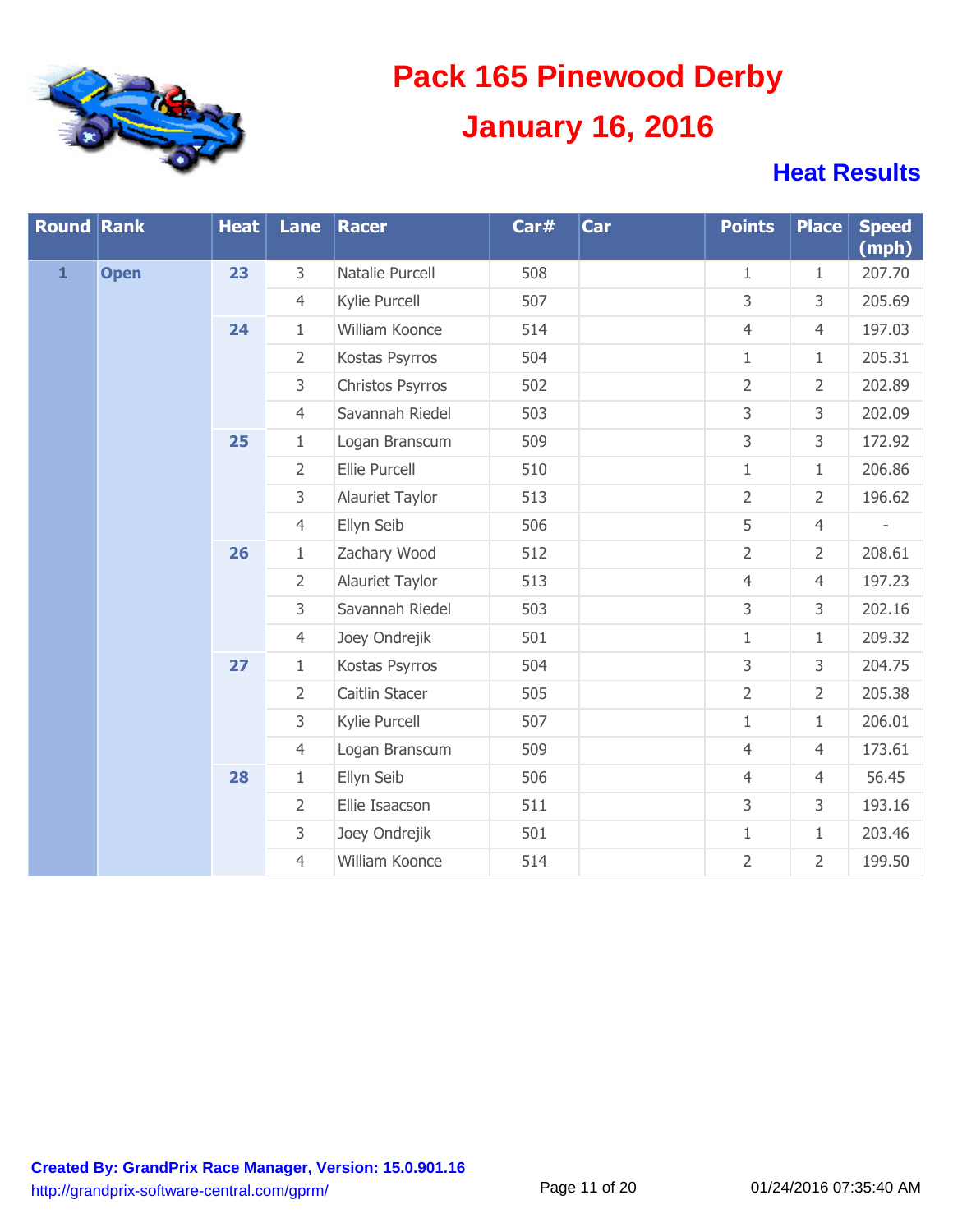# Pack 165 Pinewood Derby

# January 16, 2016

## Heat Results

| Round | Rank | Heat | Lane | Racer | Car# | Car | Points | Place | Speed (mph) |
|---|---|---|---|---|---|---|---|---|---|
| 1 | Open | 23 | 3 | Natalie Purcell | 508 | | 1 | 1 | 207.70 |
| | | | 4 | Kylie Purcell | 507 | | 3 | 3 | 205.69 |
| | | 24 | 1 | William Koonce | 514 | | 4 | 4 | 197.03 |
| | | | 2 | Kostas Psyrros | 504 | | 1 | 1 | 205.31 |
| | | | 3 | Christos Psyrros | 502 | | 2 | 2 | 202.89 |
| | | | 4 | Savannah Riedel | 503 | | 3 | 3 | 202.09 |
| | | 25 | 1 | Logan Branscum | 509 | | 3 | 3 | 172.92 |
| | | | 2 | Ellie Purcell | 510 | | 1 | 1 | 206.86 |
| | | | 3 | Alauriet Taylor | 513 | | 2 | 2 | 196.62 |
| | | | 4 | Ellyn Seib | 506 | | 5 | 4 | - |
| | | 26 | 1 | Zachary Wood | 512 | | 2 | 2 | 208.61 |
| | | | 2 | Alauriet Taylor | 513 | | 4 | 4 | 197.23 |
| | | | 3 | Savannah Riedel | 503 | | 3 | 3 | 202.16 |
| | | | 4 | Joey Ondrejik | 501 | | 1 | 1 | 209.32 |
| | | 27 | 1 | Kostas Psyrros | 504 | | 3 | 3 | 204.75 |
| | | | 2 | Caitlin Stacer | 505 | | 2 | 2 | 205.38 |
| | | | 3 | Kylie Purcell | 507 | | 1 | 1 | 206.01 |
| | | | 4 | Logan Branscum | 509 | | 4 | 4 | 173.61 |
| | | 28 | 1 | Ellyn Seib | 506 | | 4 | 4 | 56.45 |
| | | | 2 | Ellie Isaacson | 511 | | 3 | 3 | 193.16 |
| | | | 3 | Joey Ondrejik | 501 | | 1 | 1 | 203.46 |
| | | | 4 | William Koonce | 514 | | 2 | 2 | 199.50 |

**Created By: GrandPrix Race Manager, Version: 15.0.901.16**
http://grandprix-software-central.com/gprm/

01/24/2016 07:35:40 AM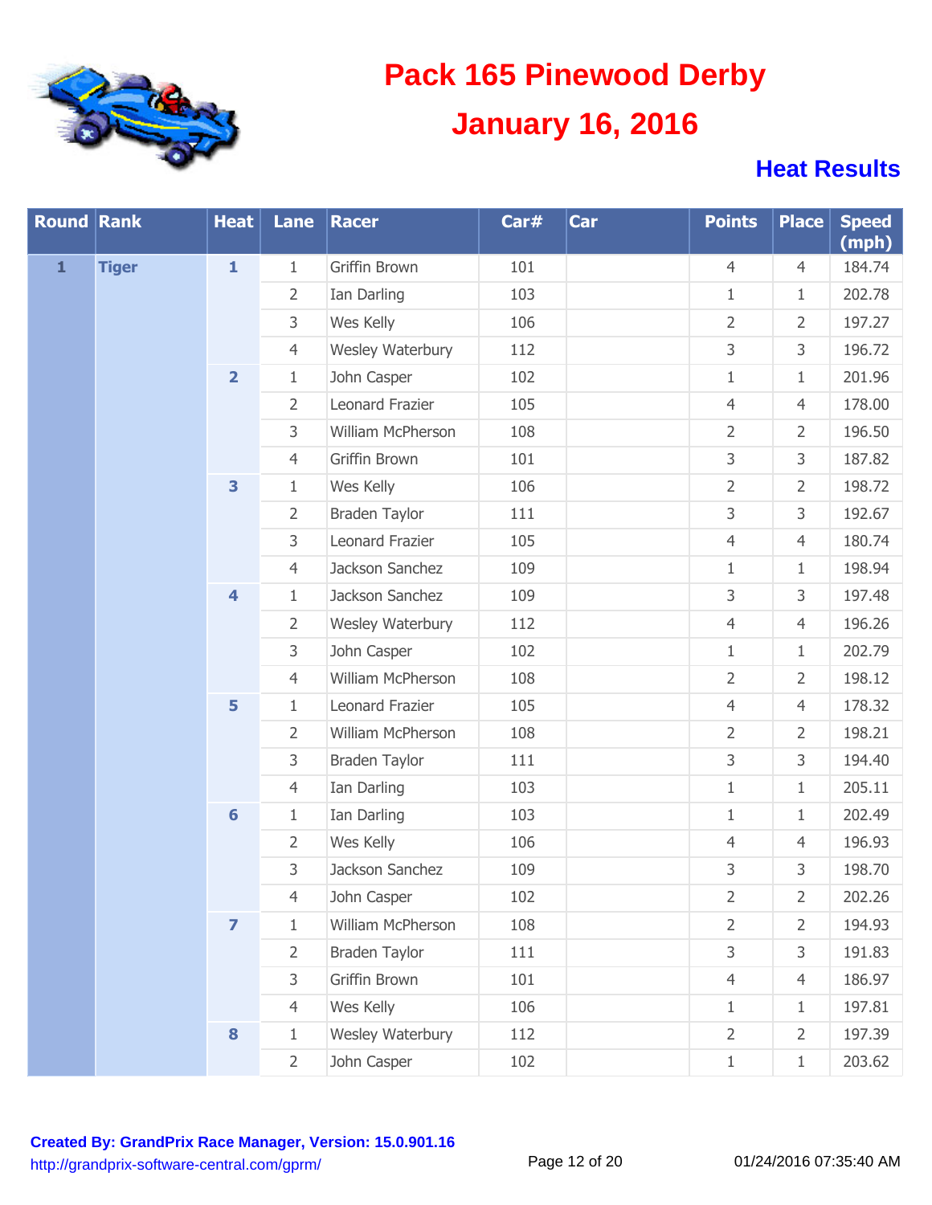# Pack 165 Pinewood Derby

## January 16, 2016

### Heat Results

| Round | Rank | Heat | Lane | Racer | Car# | Car | Points | Place | Speed (mph) |
|---|---|---|---|---|---|---|---|---|---|
| 1 | Tiger | 1 | 1 | Griffin Brown | 101 | | 4 | 4 | 184.74 |
| | | | 2 | Ian Darling | 103 | | 1 | 1 | 202.78 |
| | | | 3 | Wes Kelly | 106 | | 2 | 2 | 197.27 |
| | | | 4 | Wesley Waterbury | 112 | | 3 | 3 | 196.72 |
| | | 2 | 1 | John Casper | 102 | | 1 | 1 | 201.96 |
| | | | 2 | Leonard Frazier | 105 | | 4 | 4 | 178.00 |
| | | | 3 | William McPherson | 108 | | 2 | 2 | 196.50 |
| | | | 4 | Griffin Brown | 101 | | 3 | 3 | 187.82 |
| | | 3 | 1 | Wes Kelly | 106 | | 2 | 2 | 198.72 |
| | | | 2 | Braden Taylor | 111 | | 3 | 3 | 192.67 |
| | | | 3 | Leonard Frazier | 105 | | 4 | 4 | 180.74 |
| | | | 4 | Jackson Sanchez | 109 | | 1 | 1 | 198.94 |
| | | 4 | 1 | Jackson Sanchez | 109 | | 3 | 3 | 197.48 |
| | | | 2 | Wesley Waterbury | 112 | | 4 | 4 | 196.26 |
| | | | 3 | John Casper | 102 | | 1 | 1 | 202.79 |
| | | | 4 | William McPherson | 108 | | 2 | 2 | 198.12 |
| | | 5 | 1 | Leonard Frazier | 105 | | 4 | 4 | 178.32 |
| | | | 2 | William McPherson | 108 | | 2 | 2 | 198.21 |
| | | | 3 | Braden Taylor | 111 | | 3 | 3 | 194.40 |
| | | | 4 | Ian Darling | 103 | | 1 | 1 | 205.11 |
| | | 6 | 1 | Ian Darling | 103 | | 1 | 1 | 202.49 |
| | | | 2 | Wes Kelly | 106 | | 4 | 4 | 196.93 |
| | | | 3 | Jackson Sanchez | 109 | | 3 | 3 | 198.70 |
| | | | 4 | John Casper | 102 | | 2 | 2 | 202.26 |
| | | 7 | 1 | William McPherson | 108 | | 2 | 2 | 194.93 |
| | | | 2 | Braden Taylor | 111 | | 3 | 3 | 191.83 |
| | | | 3 | Griffin Brown | 101 | | 4 | 4 | 186.97 |
| | | | 4 | Wes Kelly | 106 | | 1 | 1 | 197.81 |
| | | 8 | 1 | Wesley Waterbury | 112 | | 2 | 2 | 197.39 |
| | | | 2 | John Casper | 102 | | 1 | 1 | 203.62 |

**Created By: GrandPrix Race Manager, Version: 15.0.901.16**
http://grandprix-software-central.com/gprm/

01/24/2016 07:35:40 AM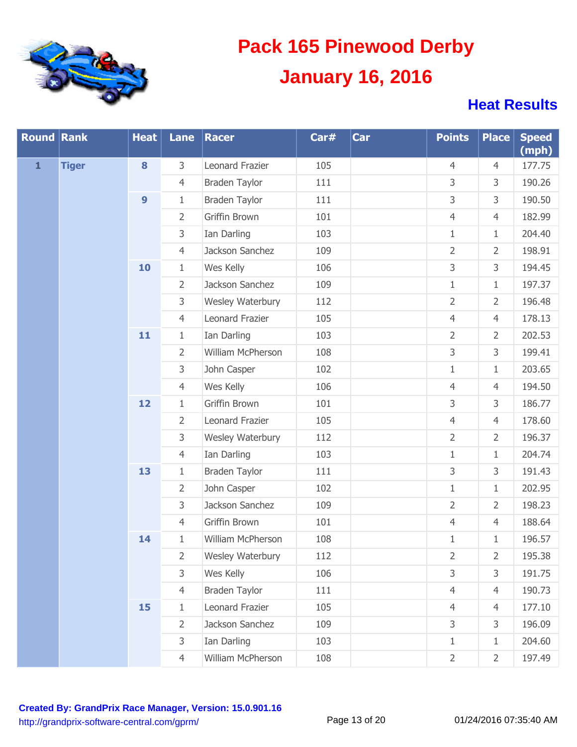# Pack 165 Pinewood Derby

## January 16, 2016

### Heat Results

| Round | Rank | Heat | Lane | Racer | Car# | Car | Points | Place | Speed (mph) |
|---|---|---|---|---|---|---|---|---|---|
| 1 | Tiger | 8 | 3 | Leonard Frazier | 105 | | 4 | 4 | 177.75 |
| | | | 4 | Braden Taylor | 111 | | 3 | 3 | 190.26 |
| | | 9 | 1 | Braden Taylor | 111 | | 3 | 3 | 190.50 |
| | | | 2 | Griffin Brown | 101 | | 4 | 4 | 182.99 |
| | | | 3 | Ian Darling | 103 | | 1 | 1 | 204.40 |
| | | | 4 | Jackson Sanchez | 109 | | 2 | 2 | 198.91 |
| | | 10 | 1 | Wes Kelly | 106 | | 3 | 3 | 194.45 |
| | | | 2 | Jackson Sanchez | 109 | | 1 | 1 | 197.37 |
| | | | 3 | Wesley Waterbury | 112 | | 2 | 2 | 196.48 |
| | | | 4 | Leonard Frazier | 105 | | 4 | 4 | 178.13 |
| | | 11 | 1 | Ian Darling | 103 | | 2 | 2 | 202.53 |
| | | | 2 | William McPherson | 108 | | 3 | 3 | 199.41 |
| | | | 3 | John Casper | 102 | | 1 | 1 | 203.65 |
| | | | 4 | Wes Kelly | 106 | | 4 | 4 | 194.50 |
| | | 12 | 1 | Griffin Brown | 101 | | 3 | 3 | 186.77 |
| | | | 2 | Leonard Frazier | 105 | | 4 | 4 | 178.60 |
| | | | 3 | Wesley Waterbury | 112 | | 2 | 2 | 196.37 |
| | | | 4 | Ian Darling | 103 | | 1 | 1 | 204.74 |
| | | 13 | 1 | Braden Taylor | 111 | | 3 | 3 | 191.43 |
| | | | 2 | John Casper | 102 | | 1 | 1 | 202.95 |
| | | | 3 | Jackson Sanchez | 109 | | 2 | 2 | 198.23 |
| | | | 4 | Griffin Brown | 101 | | 4 | 4 | 188.64 |
| | | 14 | 1 | William McPherson | 108 | | 1 | 1 | 196.57 |
| | | | 2 | Wesley Waterbury | 112 | | 2 | 2 | 195.38 |
| | | | 3 | Wes Kelly | 106 | | 3 | 3 | 191.75 |
| | | | 4 | Braden Taylor | 111 | | 4 | 4 | 190.73 |
| | | 15 | 1 | Leonard Frazier | 105 | | 4 | 4 | 177.10 |
| | | | 2 | Jackson Sanchez | 109 | | 3 | 3 | 196.09 |
| | | | 3 | Ian Darling | 103 | | 1 | 1 | 204.60 |
| | | | 4 | William McPherson | 108 | | 2 | 2 | 197.49 |

**Created By: GrandPrix Race Manager, Version: 15.0.901.16**
http://grandprix-software-central.com/gprm/

01/24/2016 07:35:40 AM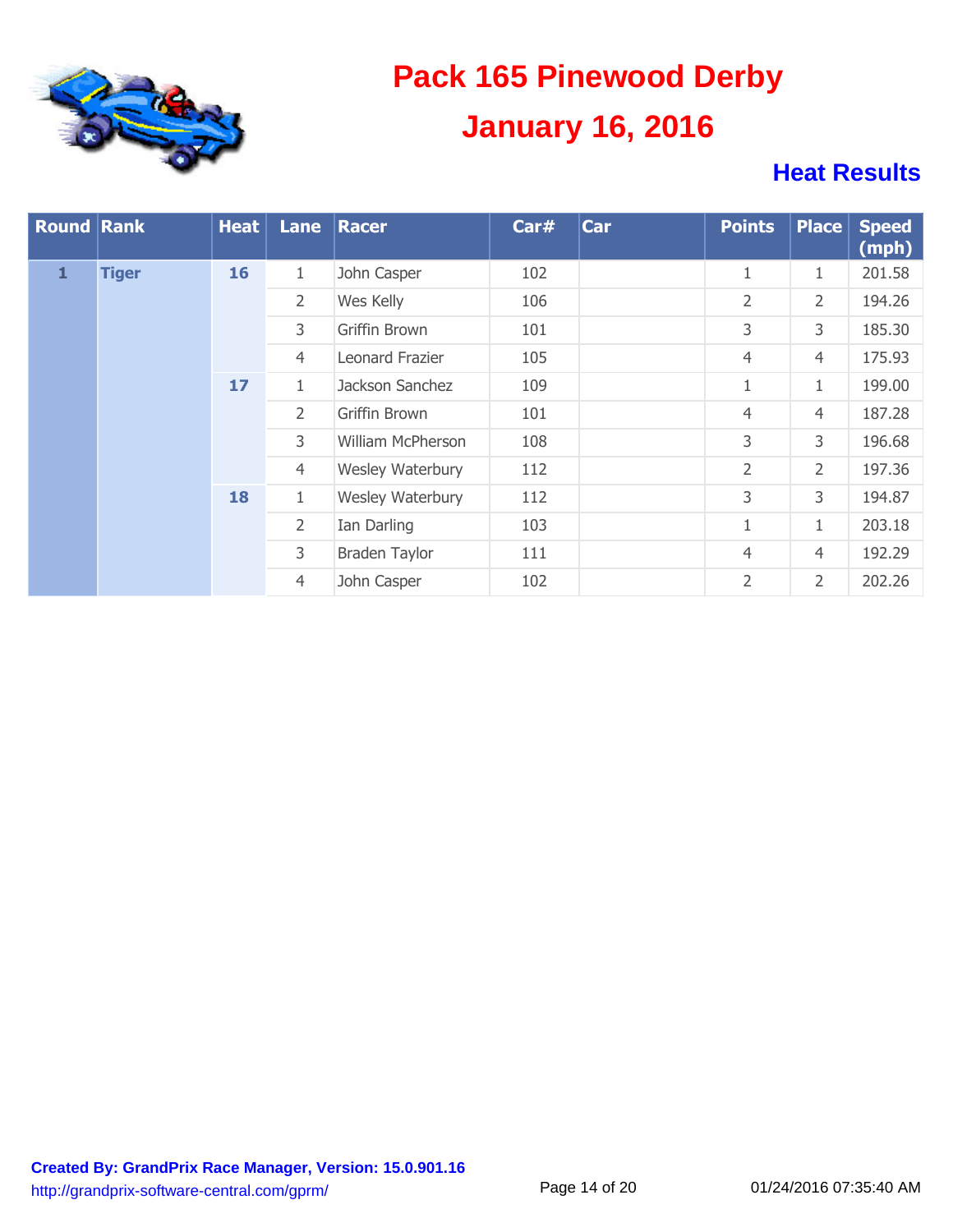# Pack 165 Pinewood Derby

## January 16, 2016

### Heat Results

| Round | Rank | Heat | Lane | Racer | Car# | Car | Points | Place | Speed (mph) |
|---|---|---|---|---|---|---|---|---|---|
| 1 | Tiger | 16 | 1 | John Casper | 102 | | 1 | 1 | 201.58 |
| | | | 2 | Wes Kelly | 106 | | 2 | 2 | 194.26 |
| | | | 3 | Griffin Brown | 101 | | 3 | 3 | 185.30 |
| | | | 4 | Leonard Frazier | 105 | | 4 | 4 | 175.93 |
| | | 17 | 1 | Jackson Sanchez | 109 | | 1 | 1 | 199.00 |
| | | | 2 | Griffin Brown | 101 | | 4 | 4 | 187.28 |
| | | | 3 | William McPherson | 108 | | 3 | 3 | 196.68 |
| | | | 4 | Wesley Waterbury | 112 | | 2 | 2 | 197.36 |
| | | 18 | 1 | Wesley Waterbury | 112 | | 3 | 3 | 194.87 |
| | | | 2 | Ian Darling | 103 | | 1 | 1 | 203.18 |
| | | | 3 | Braden Taylor | 111 | | 4 | 4 | 192.29 |
| | | | 4 | John Casper | 102 | | 2 | 2 | 202.26 |

**Created By: GrandPrix Race Manager, Version: 15.0.901.16**
http://grandprix-software-central.com/gprm/

01/24/2016 07:35:40 AM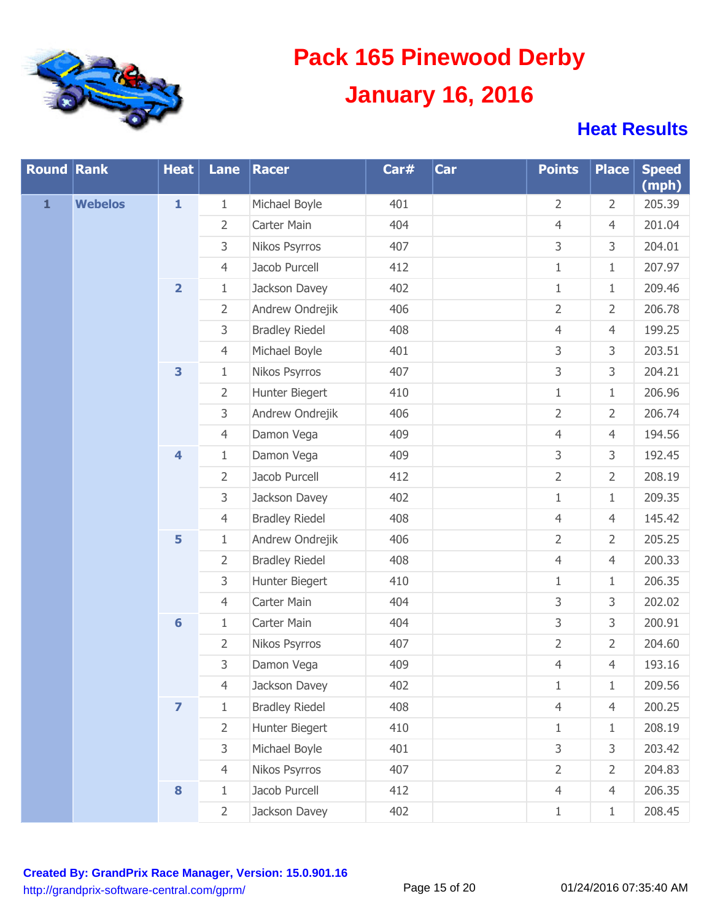# Pack 165 Pinewood Derby

## January 16, 2016

### Heat Results

| Round | Rank | Heat | Lane | Racer | Car# | Car | Points | Place | Speed (mph) |
|---|---|---|---|---|---|---|---|---|---|
| 1 | Webelos | 1 | 1 | Michael Boyle | 401 | | 2 | 2 | 205.39 |
| | | | 2 | Carter Main | 404 | | 4 | 4 | 201.04 |
| | | | 3 | Nikos Psyrros | 407 | | 3 | 3 | 204.01 |
| | | | 4 | Jacob Purcell | 412 | | 1 | 1 | 207.97 |
| | | 2 | 1 | Jackson Davey | 402 | | 1 | 1 | 209.46 |
| | | | 2 | Andrew Ondrejik | 406 | | 2 | 2 | 206.78 |
| | | | 3 | Bradley Riedel | 408 | | 4 | 4 | 199.25 |
| | | | 4 | Michael Boyle | 401 | | 3 | 3 | 203.51 |
| | | 3 | 1 | Nikos Psyrros | 407 | | 3 | 3 | 204.21 |
| | | | 2 | Hunter Biegert | 410 | | 1 | 1 | 206.96 |
| | | | 3 | Andrew Ondrejik | 406 | | 2 | 2 | 206.74 |
| | | | 4 | Damon Vega | 409 | | 4 | 4 | 194.56 |
| | | 4 | 1 | Damon Vega | 409 | | 3 | 3 | 192.45 |
| | | | 2 | Jacob Purcell | 412 | | 2 | 2 | 208.19 |
| | | | 3 | Jackson Davey | 402 | | 1 | 1 | 209.35 |
| | | | 4 | Bradley Riedel | 408 | | 4 | 4 | 145.42 |
| | | 5 | 1 | Andrew Ondrejik | 406 | | 2 | 2 | 205.25 |
| | | | 2 | Bradley Riedel | 408 | | 4 | 4 | 200.33 |
| | | | 3 | Hunter Biegert | 410 | | 1 | 1 | 206.35 |
| | | | 4 | Carter Main | 404 | | 3 | 3 | 202.02 |
| | | 6 | 1 | Carter Main | 404 | | 3 | 3 | 200.91 |
| | | | 2 | Nikos Psyrros | 407 | | 2 | 2 | 204.60 |
| | | | 3 | Damon Vega | 409 | | 4 | 4 | 193.16 |
| | | | 4 | Jackson Davey | 402 | | 1 | 1 | 209.56 |
| | | 7 | 1 | Bradley Riedel | 408 | | 4 | 4 | 200.25 |
| | | | 2 | Hunter Biegert | 410 | | 1 | 1 | 208.19 |
| | | | 3 | Michael Boyle | 401 | | 3 | 3 | 203.42 |
| | | | 4 | Nikos Psyrros | 407 | | 2 | 2 | 204.83 |
| | | 8 | 1 | Jacob Purcell | 412 | | 4 | 4 | 206.35 |
| | | | 2 | Jackson Davey | 402 | | 1 | 1 | 208.45 |

**Created By: GrandPrix Race Manager, Version: 15.0.901.16**
http://grandprix-software-central.com/gprm/

01/24/2016 07:35:40 AM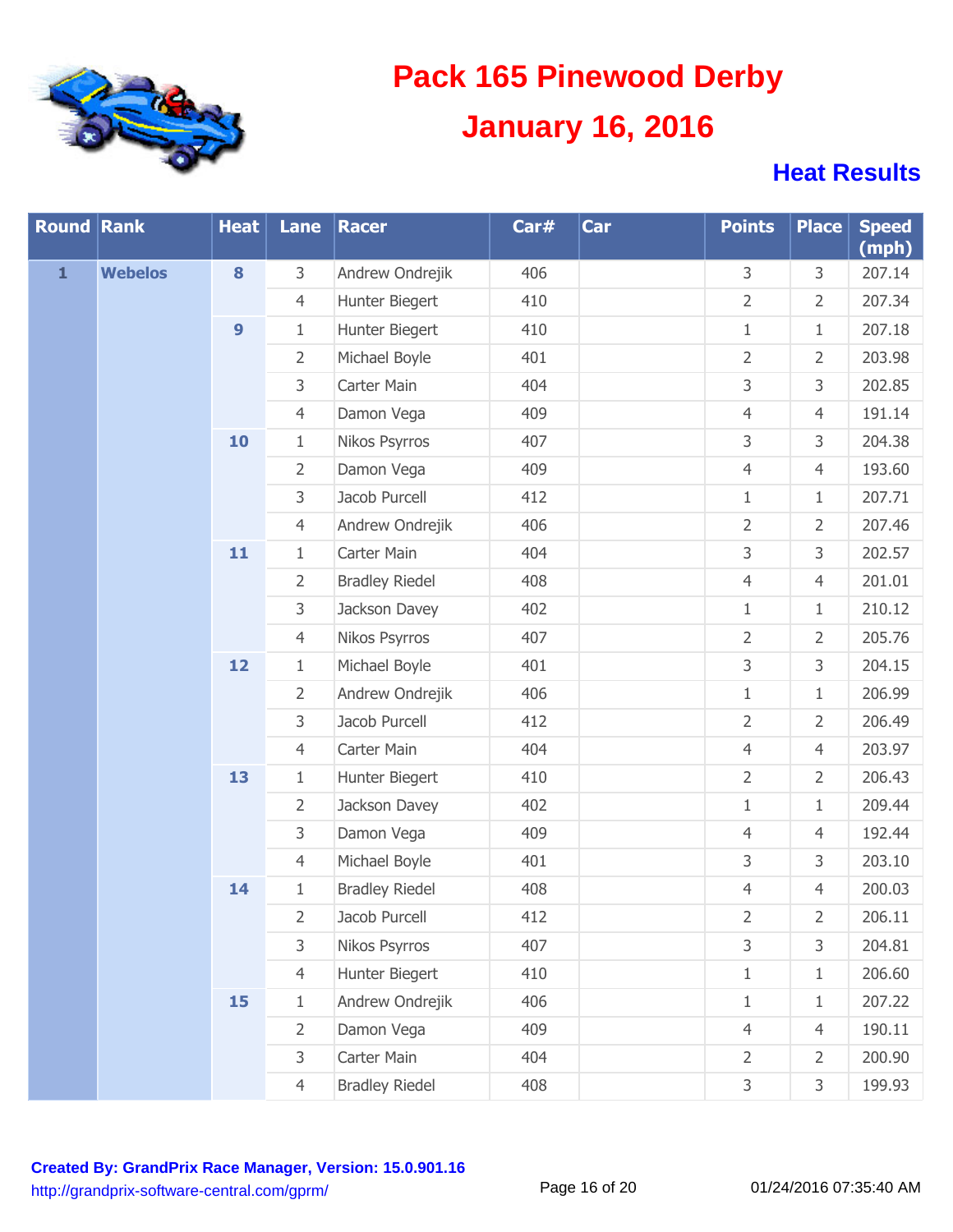# Pack 165 Pinewood Derby

## January 16, 2016

### Heat Results

| Round | Rank | Heat | Lane | Racer | Car# | Car | Points | Place | Speed (mph) |
|---|---|---|---|---|---|---|---|---|---|
| 1 | Webelos | 8 | 3 | Andrew Ondrejik | 406 | | 3 | 3 | 207.14 |
| | | | 4 | Hunter Biegert | 410 | | 2 | 2 | 207.34 |
| | | 9 | 1 | Hunter Biegert | 410 | | 1 | 1 | 207.18 |
| | | | 2 | Michael Boyle | 401 | | 2 | 2 | 203.98 |
| | | | 3 | Carter Main | 404 | | 3 | 3 | 202.85 |
| | | | 4 | Damon Vega | 409 | | 4 | 4 | 191.14 |
| | | 10 | 1 | Nikos Psyrros | 407 | | 3 | 3 | 204.38 |
| | | | 2 | Damon Vega | 409 | | 4 | 4 | 193.60 |
| | | | 3 | Jacob Purcell | 412 | | 1 | 1 | 207.71 |
| | | | 4 | Andrew Ondrejik | 406 | | 2 | 2 | 207.46 |
| | | 11 | 1 | Carter Main | 404 | | 3 | 3 | 202.57 |
| | | | 2 | Bradley Riedel | 408 | | 4 | 4 | 201.01 |
| | | | 3 | Jackson Davey | 402 | | 1 | 1 | 210.12 |
| | | | 4 | Nikos Psyrros | 407 | | 2 | 2 | 205.76 |
| | | 12 | 1 | Michael Boyle | 401 | | 3 | 3 | 204.15 |
| | | | 2 | Andrew Ondrejik | 406 | | 1 | 1 | 206.99 |
| | | | 3 | Jacob Purcell | 412 | | 2 | 2 | 206.49 |
| | | | 4 | Carter Main | 404 | | 4 | 4 | 203.97 |
| | | 13 | 1 | Hunter Biegert | 410 | | 2 | 2 | 206.43 |
| | | | 2 | Jackson Davey | 402 | | 1 | 1 | 209.44 |
| | | | 3 | Damon Vega | 409 | | 4 | 4 | 192.44 |
| | | | 4 | Michael Boyle | 401 | | 3 | 3 | 203.10 |
| | | 14 | 1 | Bradley Riedel | 408 | | 4 | 4 | 200.03 |
| | | | 2 | Jacob Purcell | 412 | | 2 | 2 | 206.11 |
| | | | 3 | Nikos Psyrros | 407 | | 3 | 3 | 204.81 |
| | | | 4 | Hunter Biegert | 410 | | 1 | 1 | 206.60 |
| | | 15 | 1 | Andrew Ondrejik | 406 | | 1 | 1 | 207.22 |
| | | | 2 | Damon Vega | 409 | | 4 | 4 | 190.11 |
| | | | 3 | Carter Main | 404 | | 2 | 2 | 200.90 |
| | | | 4 | Bradley Riedel | 408 | | 3 | 3 | 199.93 |

**Created By: GrandPrix Race Manager, Version: 15.0.901.16**
http://grandprix-software-central.com/gprm/

01/24/2016 07:35:40 AM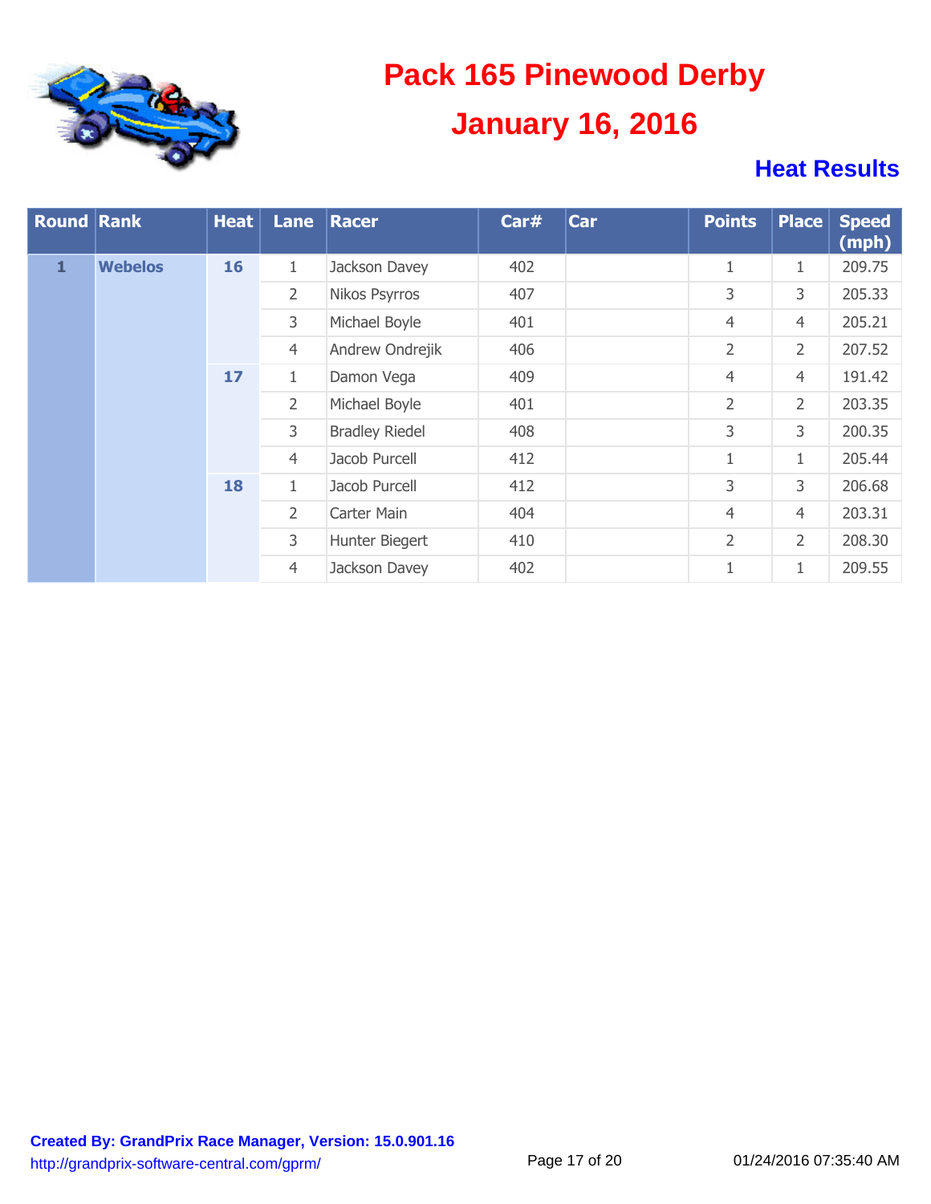# Pack 165 Pinewood Derby

## January 16, 2016

### Heat Results

| Round | Rank | Heat | Lane | Racer | Car# | Car | Points | Place | Speed (mph) |
|---|---|---|---|---|---|---|---|---|---|
| 1 | Webelos | 16 | 1 | Jackson Davey | 402 | | 1 | 1 | 209.75 |
| | | | 2 | Nikos Psyrros | 407 | | 3 | 3 | 205.33 |
| | | | 3 | Michael Boyle | 401 | | 4 | 4 | 205.21 |
| | | | 4 | Andrew Ondrejik | 406 | | 2 | 2 | 207.52 |
| | | 17 | 1 | Damon Vega | 409 | | 4 | 4 | 191.42 |
| | | | 2 | Michael Boyle | 401 | | 2 | 2 | 203.35 |
| | | | 3 | Bradley Riedel | 408 | | 3 | 3 | 200.35 |
| | | | 4 | Jacob Purcell | 412 | | 1 | 1 | 205.44 |
| | | 18 | 1 | Jacob Purcell | 412 | | 3 | 3 | 206.68 |
| | | | 2 | Carter Main | 404 | | 4 | 4 | 203.31 |
| | | | 3 | Hunter Biegert | 410 | | 2 | 2 | 208.30 |
| | | | 4 | Jackson Davey | 402 | | 1 | 1 | 209.55 |

**Created By: GrandPrix Race Manager, Version: 15.0.901.16**
http://grandprix-software-central.com/gprm/

01/24/2016 07:35:40 AM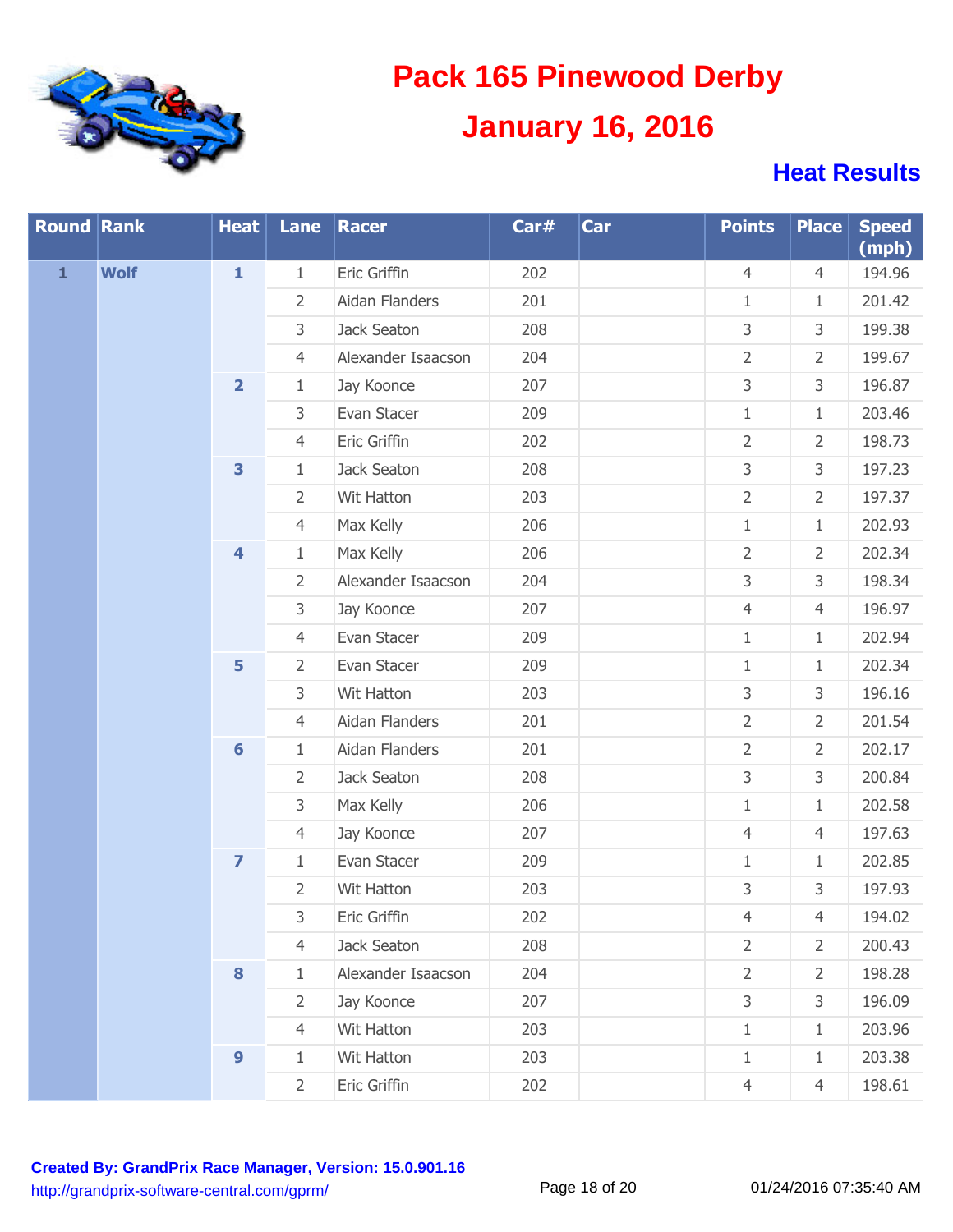# Pack 165 Pinewood Derby

## January 16, 2016

### Heat Results

| Round | Rank | Heat | Lane | Racer | Car# | Car | Points | Place | Speed (mph) |
|---|---|---|---|---|---|---|---|---|---|
| 1 | Wolf | 1 | 1 | Eric Griffin | 202 | | 4 | 4 | 194.96 |
| | | | 2 | Aidan Flanders | 201 | | 1 | 1 | 201.42 |
| | | | 3 | Jack Seaton | 208 | | 3 | 3 | 199.38 |
| | | | 4 | Alexander Isaacson | 204 | | 2 | 2 | 199.67 |
| | | 2 | 1 | Jay Koonce | 207 | | 3 | 3 | 196.87 |
| | | | 3 | Evan Stacer | 209 | | 1 | 1 | 203.46 |
| | | | 4 | Eric Griffin | 202 | | 2 | 2 | 198.73 |
| | | 3 | 1 | Jack Seaton | 208 | | 3 | 3 | 197.23 |
| | | | 2 | Wit Hatton | 203 | | 2 | 2 | 197.37 |
| | | | 4 | Max Kelly | 206 | | 1 | 1 | 202.93 |
| | | 4 | 1 | Max Kelly | 206 | | 2 | 2 | 202.34 |
| | | | 2 | Alexander Isaacson | 204 | | 3 | 3 | 198.34 |
| | | | 3 | Jay Koonce | 207 | | 4 | 4 | 196.97 |
| | | | 4 | Evan Stacer | 209 | | 1 | 1 | 202.94 |
| | | 5 | 2 | Evan Stacer | 209 | | 1 | 1 | 202.34 |
| | | | 3 | Wit Hatton | 203 | | 3 | 3 | 196.16 |
| | | | 4 | Aidan Flanders | 201 | | 2 | 2 | 201.54 |
| | | 6 | 1 | Aidan Flanders | 201 | | 2 | 2 | 202.17 |
| | | | 2 | Jack Seaton | 208 | | 3 | 3 | 200.84 |
| | | | 3 | Max Kelly | 206 | | 1 | 1 | 202.58 |
| | | | 4 | Jay Koonce | 207 | | 4 | 4 | 197.63 |
| | | 7 | 1 | Evan Stacer | 209 | | 1 | 1 | 202.85 |
| | | | 2 | Wit Hatton | 203 | | 3 | 3 | 197.93 |
| | | | 3 | Eric Griffin | 202 | | 4 | 4 | 194.02 |
| | | | 4 | Jack Seaton | 208 | | 2 | 2 | 200.43 |
| | | 8 | 1 | Alexander Isaacson | 204 | | 2 | 2 | 198.28 |
| | | | 2 | Jay Koonce | 207 | | 3 | 3 | 196.09 |
| | | | 4 | Wit Hatton | 203 | | 1 | 1 | 203.96 |
| | | 9 | 1 | Wit Hatton | 203 | | 1 | 1 | 203.38 |
| | | | 2 | Eric Griffin | 202 | | 4 | 4 | 198.61 |

**Created By: GrandPrix Race Manager, Version: 15.0.901.16**
http://grandprix-software-central.com/gprm/

01/24/2016 07:35:40 AM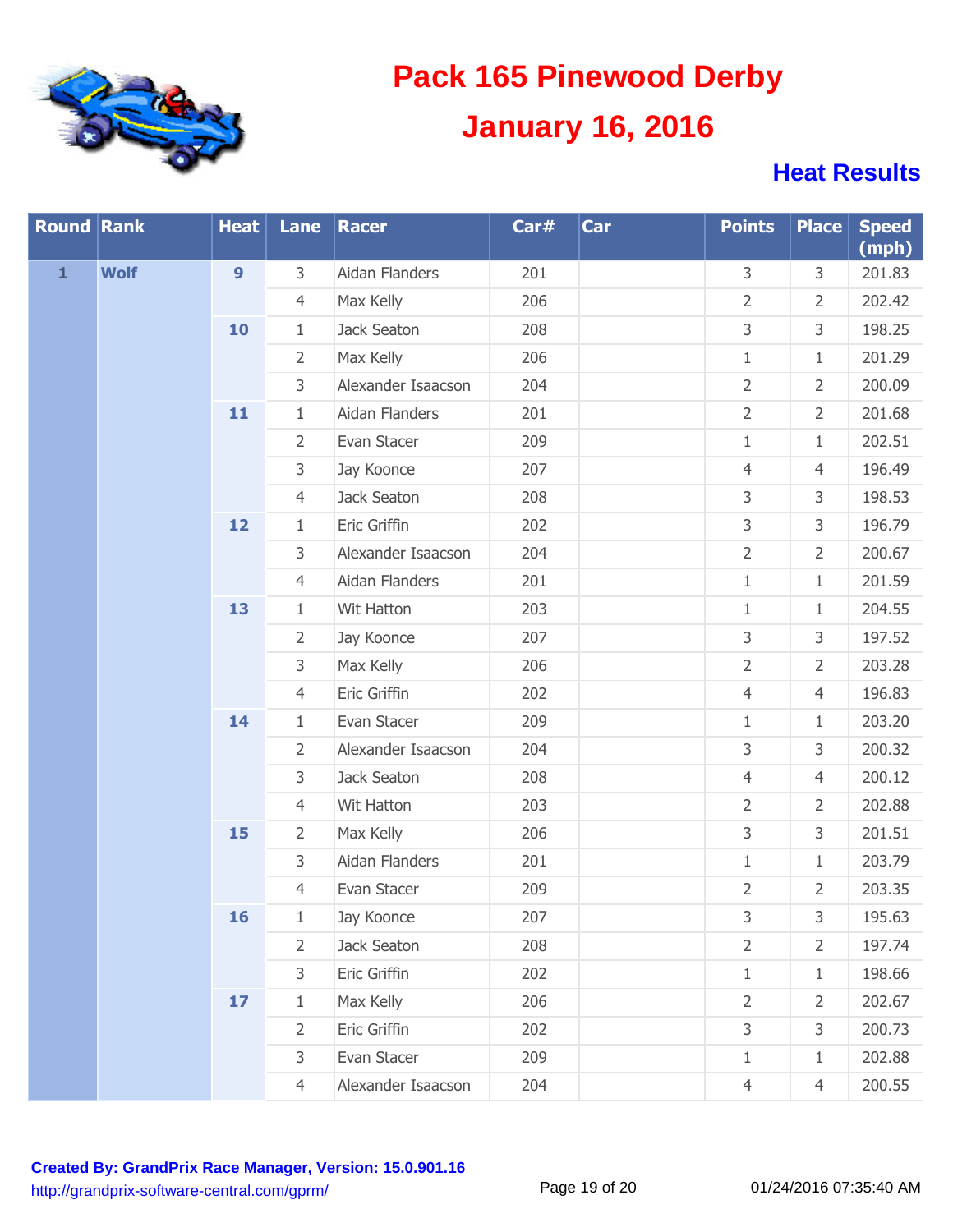# Pack 165 Pinewood Derby

## January 16, 2016

### Heat Results

| Round | Rank | Heat | Lane | Racer | Car# | Car | Points | Place | Speed (mph) |
|---|---|---|---|---|---|---|---|---|---|
| 1 | Wolf | 9 | 3 | Aidan Flanders | 201 | | 3 | 3 | 201.83 |
| | | | 4 | Max Kelly | 206 | | 2 | 2 | 202.42 |
| | | 10 | 1 | Jack Seaton | 208 | | 3 | 3 | 198.25 |
| | | | 2 | Max Kelly | 206 | | 1 | 1 | 201.29 |
| | | | 3 | Alexander Isaacson | 204 | | 2 | 2 | 200.09 |
| | | 11 | 1 | Aidan Flanders | 201 | | 2 | 2 | 201.68 |
| | | | 2 | Evan Stacer | 209 | | 1 | 1 | 202.51 |
| | | | 3 | Jay Koonce | 207 | | 4 | 4 | 196.49 |
| | | | 4 | Jack Seaton | 208 | | 3 | 3 | 198.53 |
| | | 12 | 1 | Eric Griffin | 202 | | 3 | 3 | 196.79 |
| | | | 3 | Alexander Isaacson | 204 | | 2 | 2 | 200.67 |
| | | | 4 | Aidan Flanders | 201 | | 1 | 1 | 201.59 |
| | | 13 | 1 | Wit Hatton | 203 | | 1 | 1 | 204.55 |
| | | | 2 | Jay Koonce | 207 | | 3 | 3 | 197.52 |
| | | | 3 | Max Kelly | 206 | | 2 | 2 | 203.28 |
| | | | 4 | Eric Griffin | 202 | | 4 | 4 | 196.83 |
| | | 14 | 1 | Evan Stacer | 209 | | 1 | 1 | 203.20 |
| | | | 2 | Alexander Isaacson | 204 | | 3 | 3 | 200.32 |
| | | | 3 | Jack Seaton | 208 | | 4 | 4 | 200.12 |
| | | | 4 | Wit Hatton | 203 | | 2 | 2 | 202.88 |
| | | 15 | 2 | Max Kelly | 206 | | 3 | 3 | 201.51 |
| | | | 3 | Aidan Flanders | 201 | | 1 | 1 | 203.79 |
| | | | 4 | Evan Stacer | 209 | | 2 | 2 | 203.35 |
| | | 16 | 1 | Jay Koonce | 207 | | 3 | 3 | 195.63 |
| | | | 2 | Jack Seaton | 208 | | 2 | 2 | 197.74 |
| | | | 3 | Eric Griffin | 202 | | 1 | 1 | 198.66 |
| | | 17 | 1 | Max Kelly | 206 | | 2 | 2 | 202.67 |
| | | | 2 | Eric Griffin | 202 | | 3 | 3 | 200.73 |
| | | | 3 | Evan Stacer | 209 | | 1 | 1 | 202.88 |
| | | | 4 | Alexander Isaacson | 204 | | 4 | 4 | 200.55 |

**Created By: GrandPrix Race Manager, Version: 15.0.901.16**
http://grandprix-software-central.com/gprm/

01/24/2016 07:35:40 AM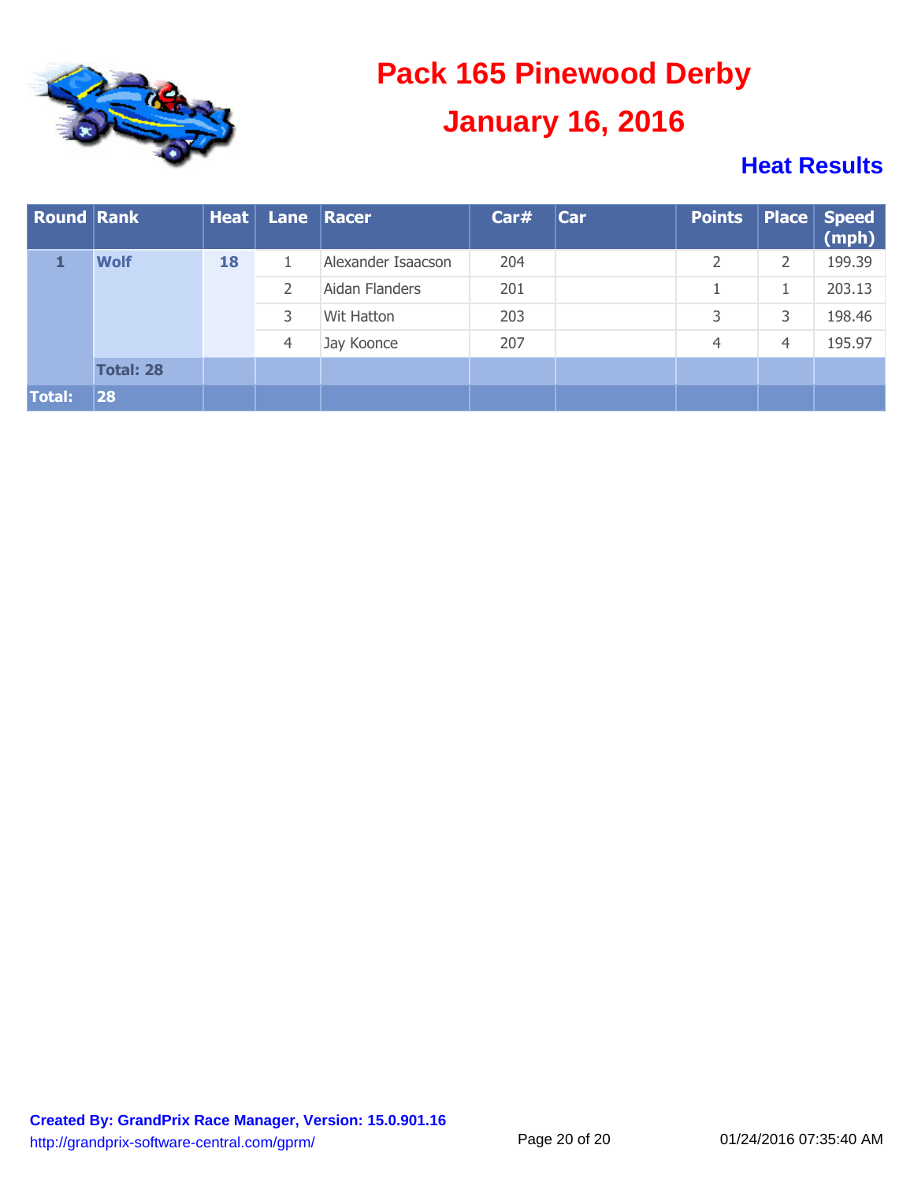# Pack 165 Pinewood Derby

# January 16, 2016

## Heat Results

| Round | Rank | Heat | Lane | Racer | Car# | Car | Points | Place | Speed (mph) |
|---|---|---|---|---|---|---|---|---|---|
| 1 | Wolf | 18 | 1 | Alexander Isaacson | 204 | | 2 | 2 | 199.39 |
| | | | 2 | Aidan Flanders | 201 | | 1 | 1 | 203.13 |
| | | | 3 | Wit Hatton | 203 | | 3 | 3 | 198.46 |
| | | | 4 | Jay Koonce | 207 | | 4 | 4 | 195.97 |
| | Total: 28 | | | | | | | | |
| Total: | 28 | | | | | | | | |

**Created By: GrandPrix Race Manager, Version: 15.0.901.16**
http://grandprix-software-central.com/gprm/

01/24/2016 07:35:40 AM